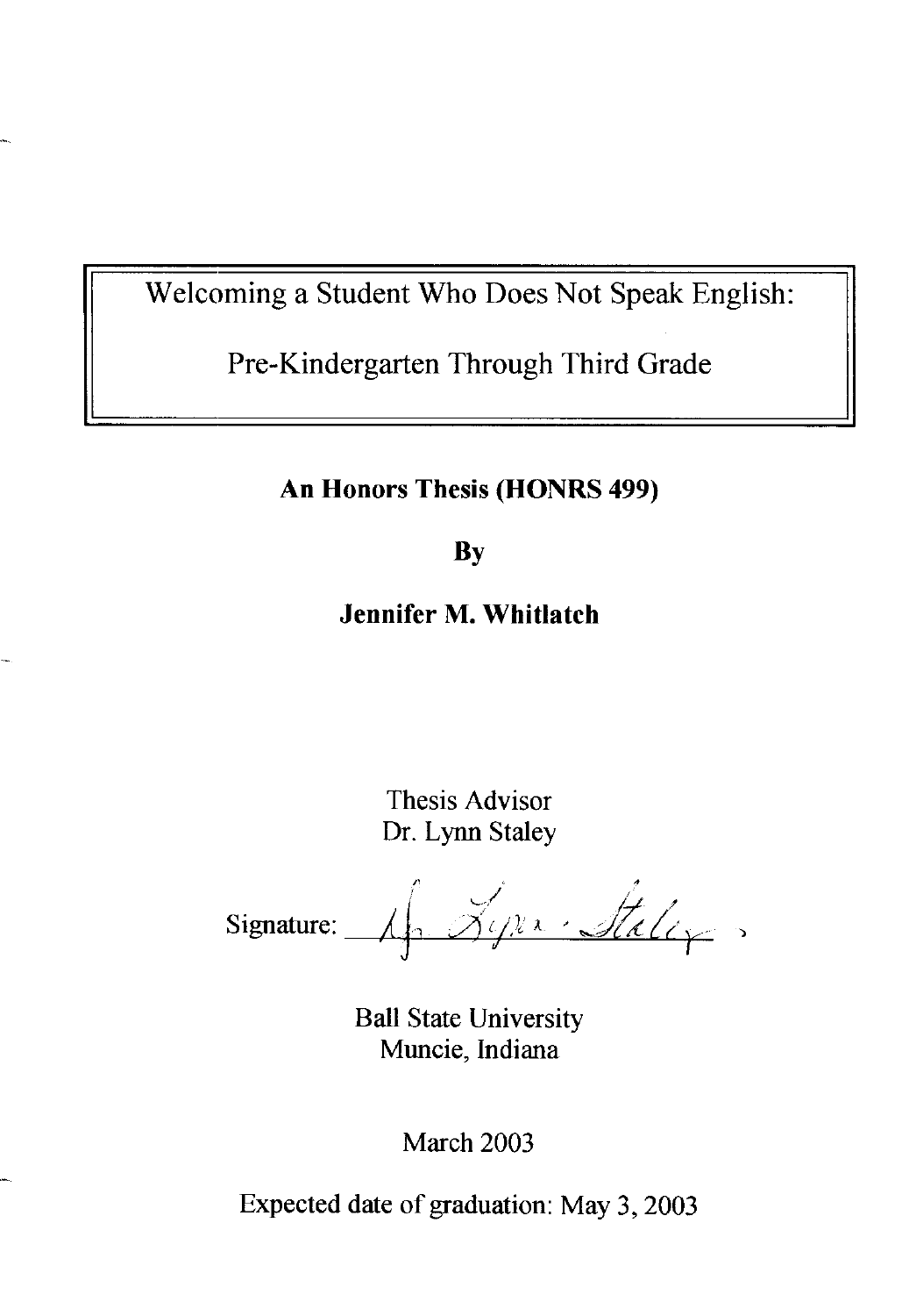# Welcoming a Student Who Does Not Speak English:

# Pre-Kindergarten Through Third Grade

**An Honors Thesis (HONRS 499)**

**By**

**Jennifer M. Whitlatch**

Thesis Advisor
Dr. Lynn Staley

Signature: _______________

Ball State University
Muncie, Indiana

March 2003

Expected date of graduation: May 3, 2003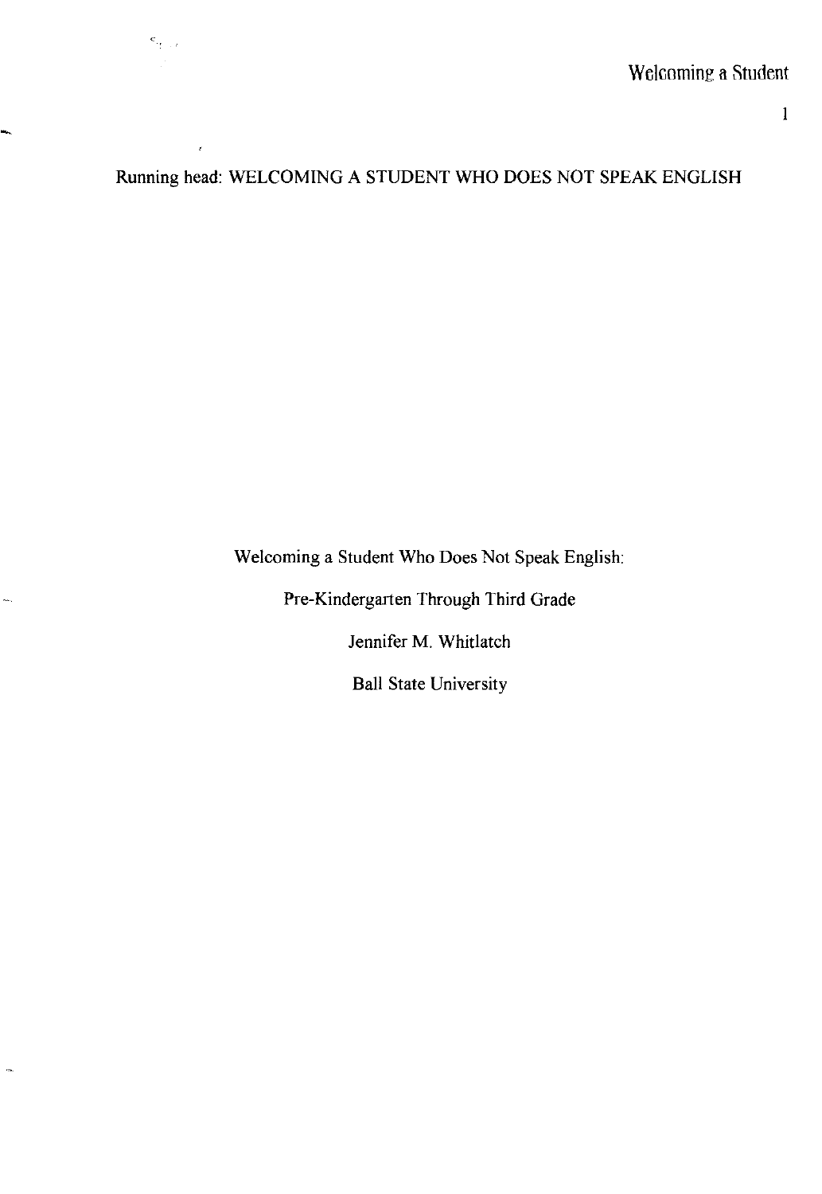Running head: WELCOMING A STUDENT WHO DOES NOT SPEAK ENGLISH

# Welcoming a Student Who Does Not Speak English:

## Pre-Kindergarten Through Third Grade

Jennifer M. Whitlatch

Ball State University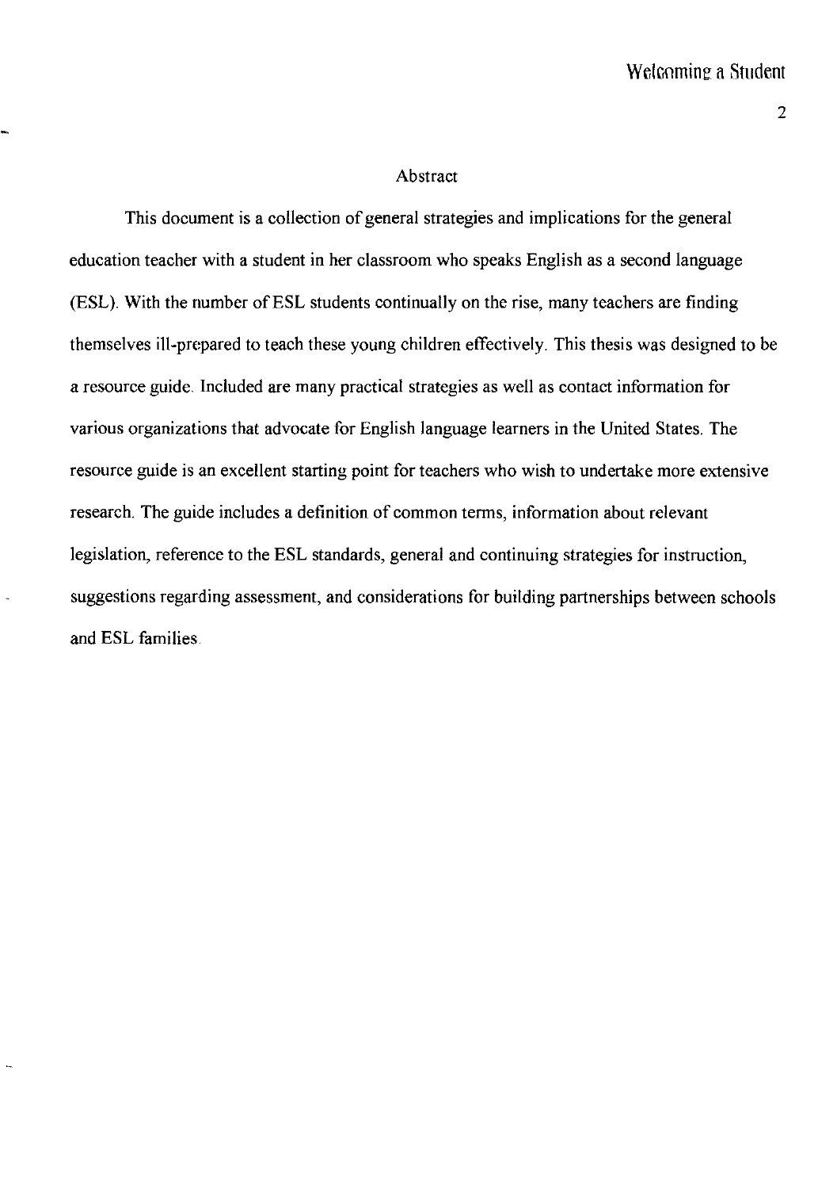# Abstract

This document is a collection of general strategies and implications for the general education teacher with a student in her classroom who speaks English as a second language (ESL). With the number of ESL students continually on the rise, many teachers are finding themselves ill-prepared to teach these young children effectively. This thesis was designed to be a resource guide. Included are many practical strategies as well as contact information for various organizations that advocate for English language learners in the United States. The resource guide is an excellent starting point for teachers who wish to undertake more extensive research. The guide includes a definition of common terms, information about relevant legislation, reference to the ESL standards, general and continuing strategies for instruction, suggestions regarding assessment, and considerations for building partnerships between schools and ESL families.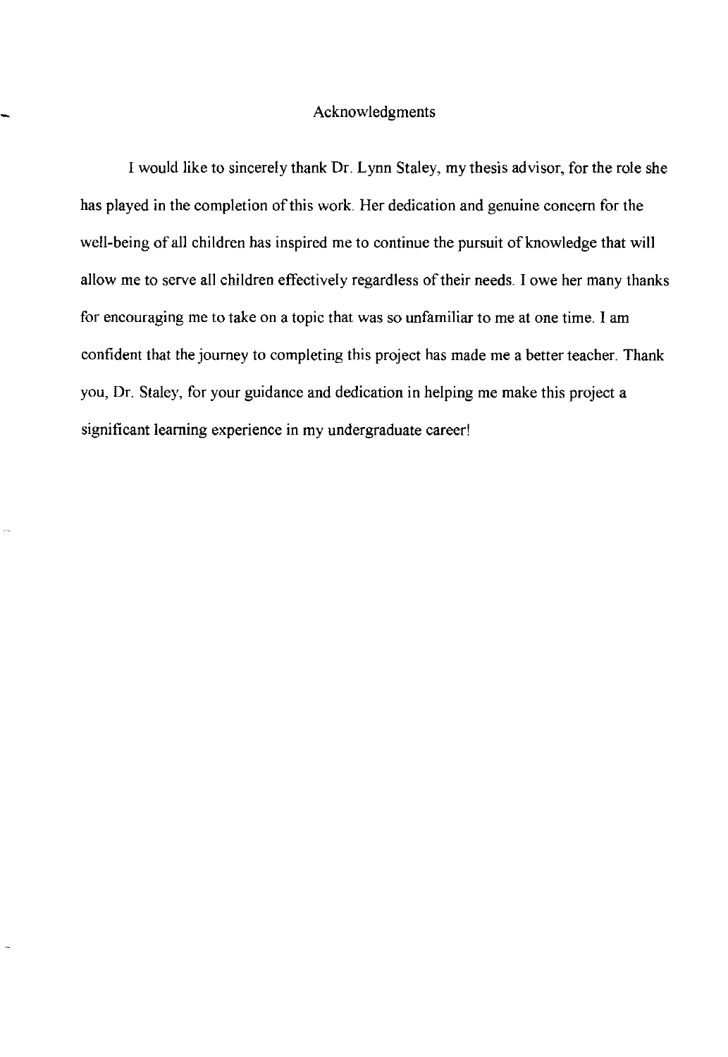# Acknowledgments

I would like to sincerely thank Dr. Lynn Staley, my thesis advisor, for the role she has played in the completion of this work. Her dedication and genuine concern for the well-being of all children has inspired me to continue the pursuit of knowledge that will allow me to serve all children effectively regardless of their needs. I owe her many thanks for encouraging me to take on a topic that was so unfamiliar to me at one time. I am confident that the journey to completing this project has made me a better teacher. Thank you, Dr. Staley, for your guidance and dedication in helping me make this project a significant learning experience in my undergraduate career!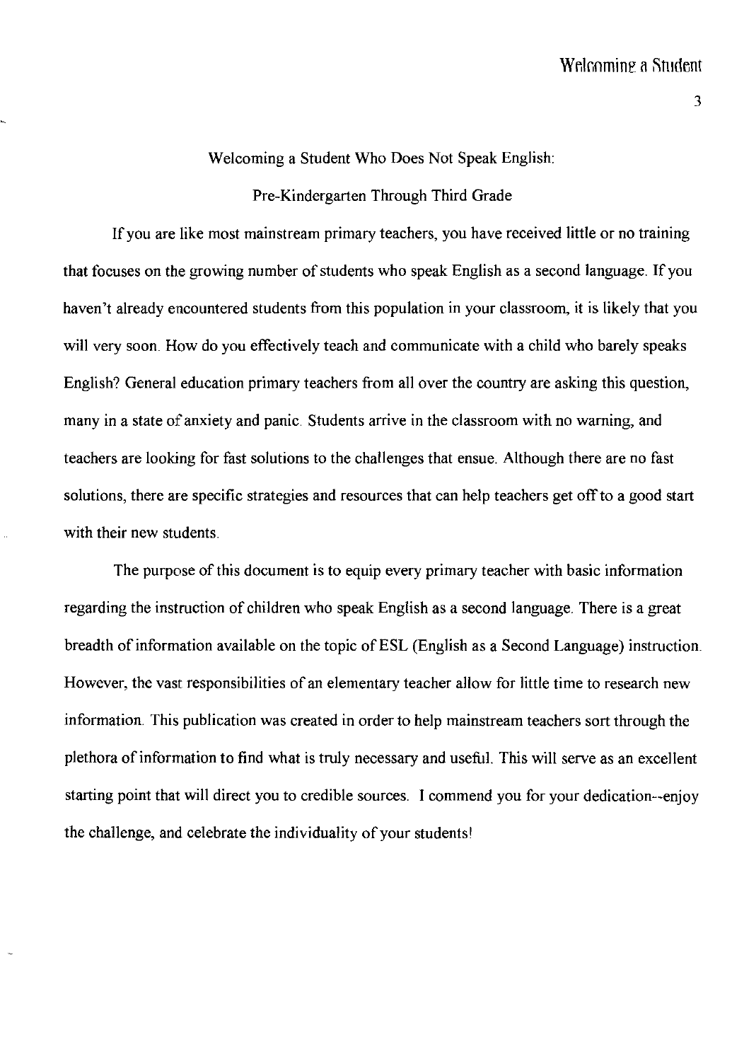# Welcoming a Student Who Does Not Speak English:

## Pre-Kindergarten Through Third Grade

If you are like most mainstream primary teachers, you have received little or no training that focuses on the growing number of students who speak English as a second language. If you haven't already encountered students from this population in your classroom, it is likely that you will very soon. How do you effectively teach and communicate with a child who barely speaks English? General education primary teachers from all over the country are asking this question, many in a state of anxiety and panic. Students arrive in the classroom with no warning, and teachers are looking for fast solutions to the challenges that ensue. Although there are no fast solutions, there are specific strategies and resources that can help teachers get off to a good start with their new students.

The purpose of this document is to equip every primary teacher with basic information regarding the instruction of children who speak English as a second language. There is a great breadth of information available on the topic of ESL (English as a Second Language) instruction. However, the vast responsibilities of an elementary teacher allow for little time to research new information. This publication was created in order to help mainstream teachers sort through the plethora of information to find what is truly necessary and useful. This will serve as an excellent starting point that will direct you to credible sources. I commend you for your dedication--enjoy the challenge, and celebrate the individuality of your students!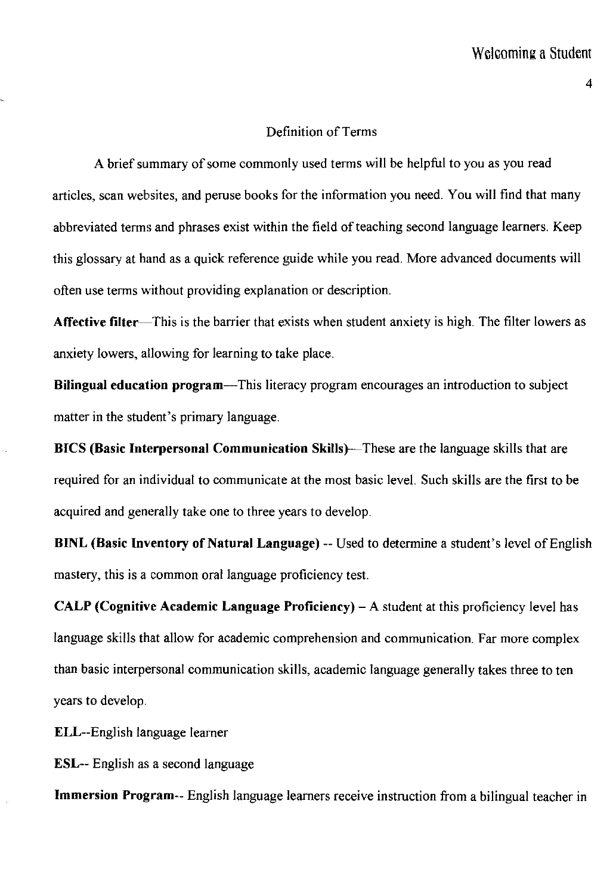## Definition of Terms

A brief summary of some commonly used terms will be helpful to you as you read articles, scan websites, and peruse books for the information you need. You will find that many abbreviated terms and phrases exist within the field of teaching second language learners. Keep this glossary at hand as a quick reference guide while you read. More advanced documents will often use terms without providing explanation or description.

**Affective filter**—This is the barrier that exists when student anxiety is high. The filter lowers as anxiety lowers, allowing for learning to take place.

**Bilingual education program**—This literacy program encourages an introduction to subject matter in the student's primary language.

**BICS (Basic Interpersonal Communication Skills)**—These are the language skills that are required for an individual to communicate at the most basic level. Such skills are the first to be acquired and generally take one to three years to develop.

**BINL (Basic Inventory of Natural Language)** -- Used to determine a student's level of English mastery, this is a common oral language proficiency test.

**CALP (Cognitive Academic Language Proficiency)** – A student at this proficiency level has language skills that allow for academic comprehension and communication. Far more complex than basic interpersonal communication skills, academic language generally takes three to ten years to develop.

**ELL**--English language learner

**ESL**-- English as a second language

**Immersion Program**-- English language learners receive instruction from a bilingual teacher in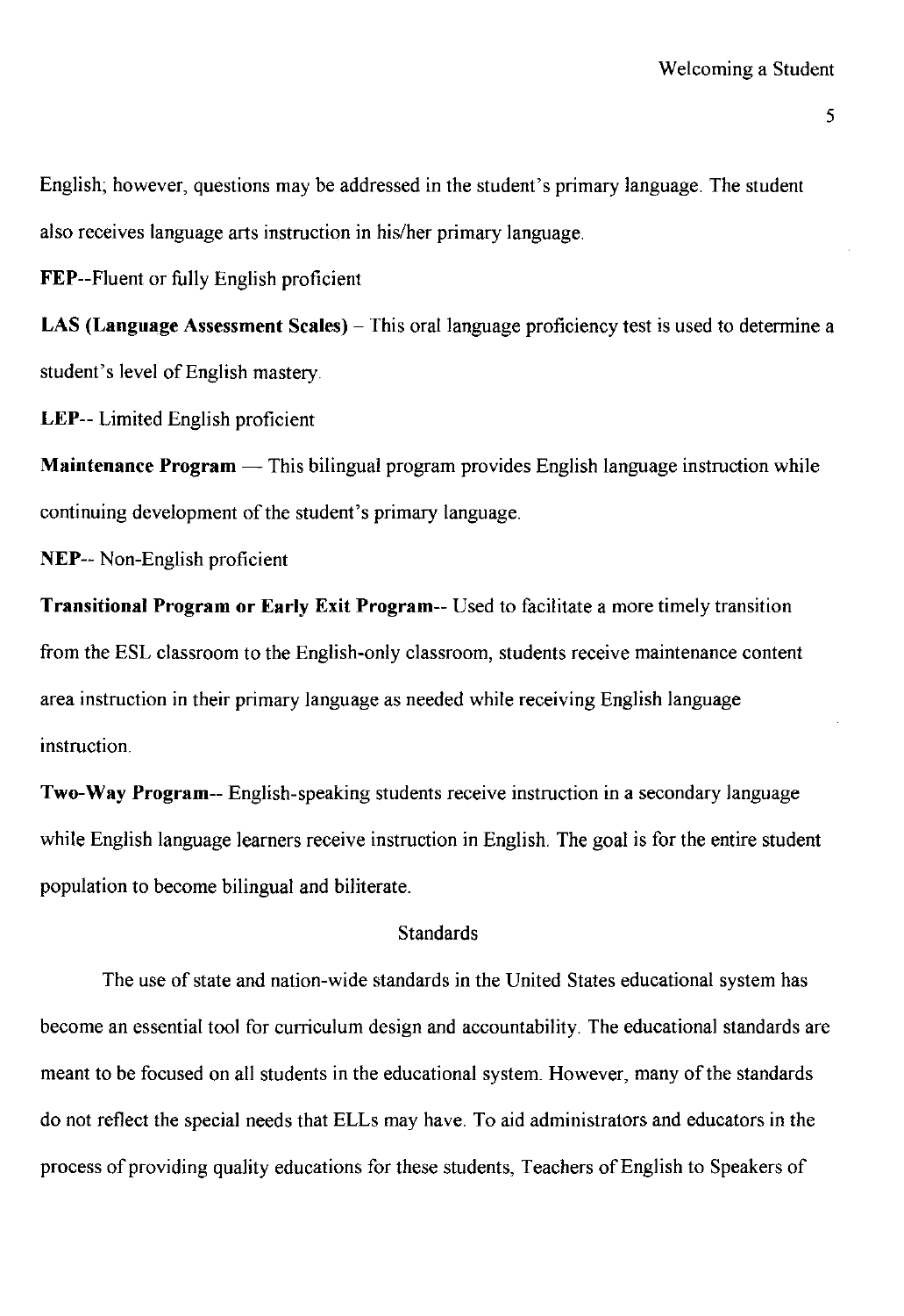English; however, questions may be addressed in the student's primary language. The student also receives language arts instruction in his/her primary language.

**FEP**--Fluent or fully English proficient

**LAS (Language Assessment Scales)** – This oral language proficiency test is used to determine a student's level of English mastery.

**LEP**-- Limited English proficient

**Maintenance Program** — This bilingual program provides English language instruction while continuing development of the student's primary language.

**NEP**-- Non-English proficient

**Transitional Program or Early Exit Program**-- Used to facilitate a more timely transition from the ESL classroom to the English-only classroom, students receive maintenance content area instruction in their primary language as needed while receiving English language instruction.

**Two-Way Program**-- English-speaking students receive instruction in a secondary language while English language learners receive instruction in English. The goal is for the entire student population to become bilingual and biliterate.

## Standards

The use of state and nation-wide standards in the United States educational system has become an essential tool for curriculum design and accountability. The educational standards are meant to be focused on all students in the educational system. However, many of the standards do not reflect the special needs that ELLs may have. To aid administrators and educators in the process of providing quality educations for these students, Teachers of English to Speakers of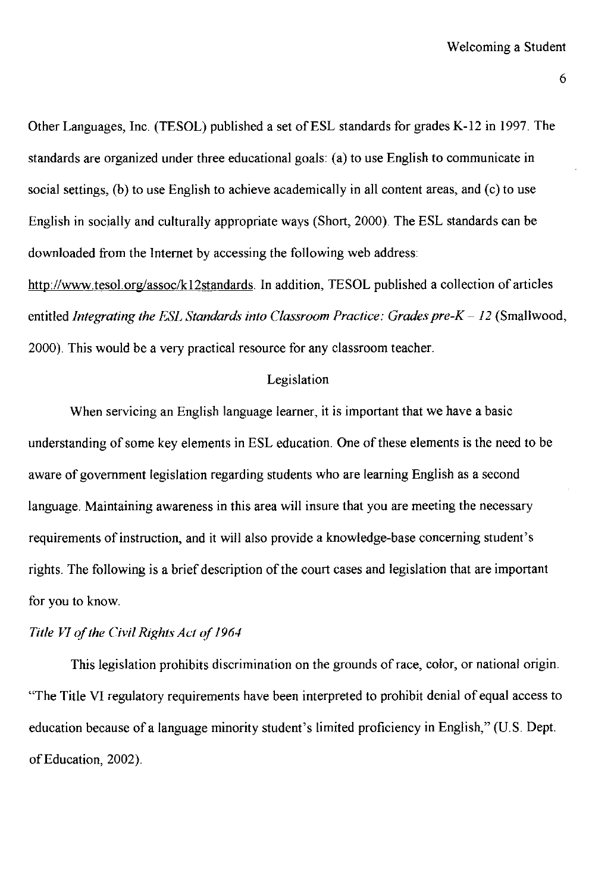Other Languages, Inc. (TESOL) published a set of ESL standards for grades K-12 in 1997. The standards are organized under three educational goals: (a) to use English to communicate in social settings, (b) to use English to achieve academically in all content areas, and (c) to use English in socially and culturally appropriate ways (Short, 2000). The ESL standards can be downloaded from the Internet by accessing the following web address: http://www.tesol.org/assoc/k12standards. In addition, TESOL published a collection of articles entitled *Integrating the ESL Standards into Classroom Practice: Grades pre-K – 12* (Smallwood, 2000). This would be a very practical resource for any classroom teacher.

## Legislation

When servicing an English language learner, it is important that we have a basic understanding of some key elements in ESL education. One of these elements is the need to be aware of government legislation regarding students who are learning English as a second language. Maintaining awareness in this area will insure that you are meeting the necessary requirements of instruction, and it will also provide a knowledge-base concerning student's rights. The following is a brief description of the court cases and legislation that are important for you to know.

### *Title VI of the Civil Rights Act of 1964*

This legislation prohibits discrimination on the grounds of race, color, or national origin. "The Title VI regulatory requirements have been interpreted to prohibit denial of equal access to education because of a language minority student's limited proficiency in English," (U.S. Dept. of Education, 2002).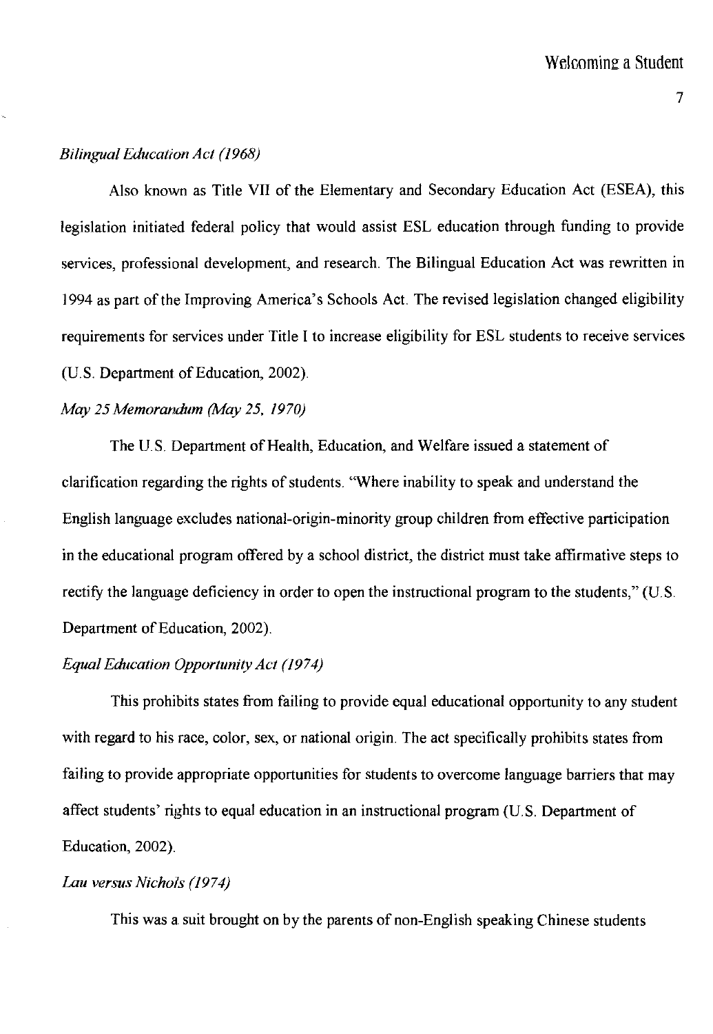*Bilingual Education Act (1968)*

Also known as Title VII of the Elementary and Secondary Education Act (ESEA), this legislation initiated federal policy that would assist ESL education through funding to provide services, professional development, and research. The Bilingual Education Act was rewritten in 1994 as part of the Improving America's Schools Act. The revised legislation changed eligibility requirements for services under Title I to increase eligibility for ESL students to receive services (U.S. Department of Education, 2002).

*May 25 Memorandum (May 25, 1970)*

The U.S. Department of Health, Education, and Welfare issued a statement of clarification regarding the rights of students. "Where inability to speak and understand the English language excludes national-origin-minority group children from effective participation in the educational program offered by a school district, the district must take affirmative steps to rectify the language deficiency in order to open the instructional program to the students," (U.S. Department of Education, 2002).

*Equal Education Opportunity Act (1974)*

This prohibits states from failing to provide equal educational opportunity to any student with regard to his race, color, sex, or national origin. The act specifically prohibits states from failing to provide appropriate opportunities for students to overcome language barriers that may affect students' rights to equal education in an instructional program (U.S. Department of Education, 2002).

*Lau versus Nichols (1974)*

This was a suit brought on by the parents of non-English speaking Chinese students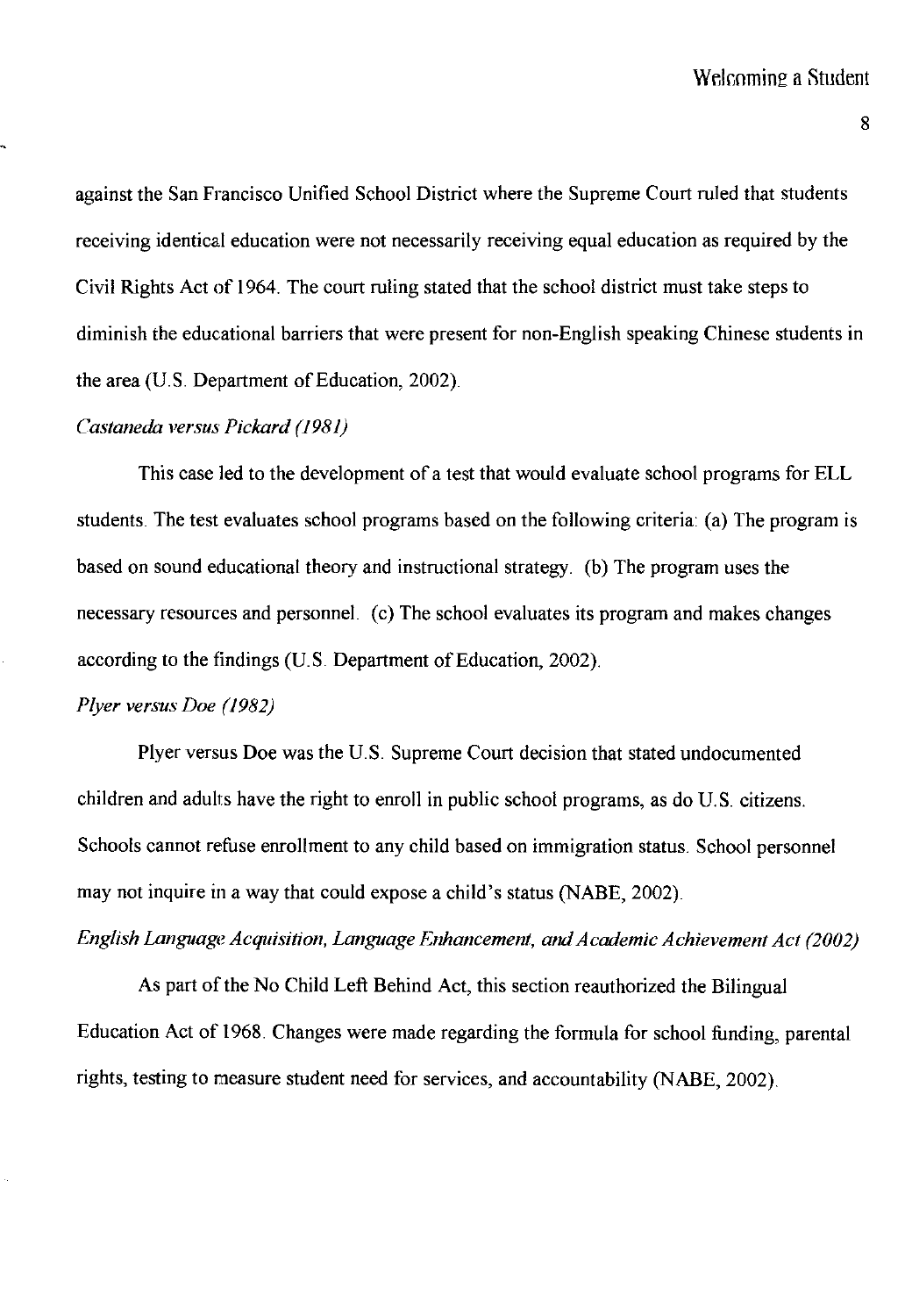against the San Francisco Unified School District where the Supreme Court ruled that students receiving identical education were not necessarily receiving equal education as required by the Civil Rights Act of 1964. The court ruling stated that the school district must take steps to diminish the educational barriers that were present for non-English speaking Chinese students in the area (U.S. Department of Education, 2002).

*Castaneda versus Pickard (1981)*

This case led to the development of a test that would evaluate school programs for ELL students. The test evaluates school programs based on the following criteria: (a) The program is based on sound educational theory and instructional strategy. (b) The program uses the necessary resources and personnel. (c) The school evaluates its program and makes changes according to the findings (U.S. Department of Education, 2002).

*Plyer versus Doe (1982)*

Plyer versus Doe was the U.S. Supreme Court decision that stated undocumented children and adults have the right to enroll in public school programs, as do U.S. citizens. Schools cannot refuse enrollment to any child based on immigration status. School personnel may not inquire in a way that could expose a child's status (NABE, 2002).

*English Language Acquisition, Language Enhancement, and Academic Achievement Act (2002)*

As part of the No Child Left Behind Act, this section reauthorized the Bilingual Education Act of 1968. Changes were made regarding the formula for school funding, parental rights, testing to measure student need for services, and accountability (NABE, 2002).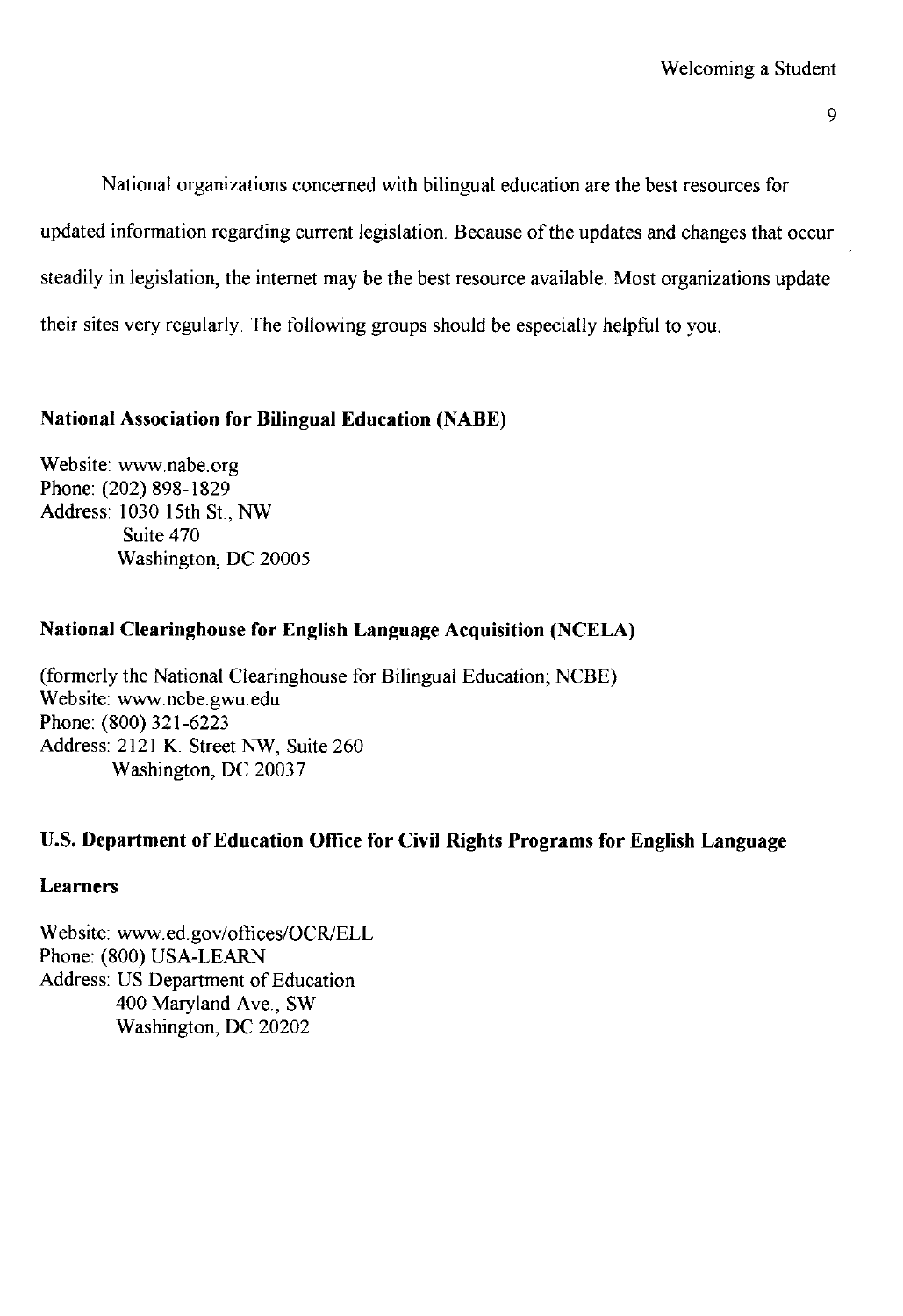National organizations concerned with bilingual education are the best resources for updated information regarding current legislation. Because of the updates and changes that occur steadily in legislation, the internet may be the best resource available. Most organizations update their sites very regularly. The following groups should be especially helpful to you.

**National Association for Bilingual Education (NABE)**

Website: www.nabe.org
Phone: (202) 898-1829
Address: 1030 15th St., NW
Suite 470
Washington, DC 20005

**National Clearinghouse for English Language Acquisition (NCELA)**

(formerly the National Clearinghouse for Bilingual Education; NCBE)
Website: www.ncbe.gwu.edu
Phone: (800) 321-6223
Address: 2121 K. Street NW, Suite 260
Washington, DC 20037

**U.S. Department of Education Office for Civil Rights Programs for English Language Learners**

Website: www.ed.gov/offices/OCR/ELL
Phone: (800) USA-LEARN
Address: US Department of Education
400 Maryland Ave., SW
Washington, DC 20202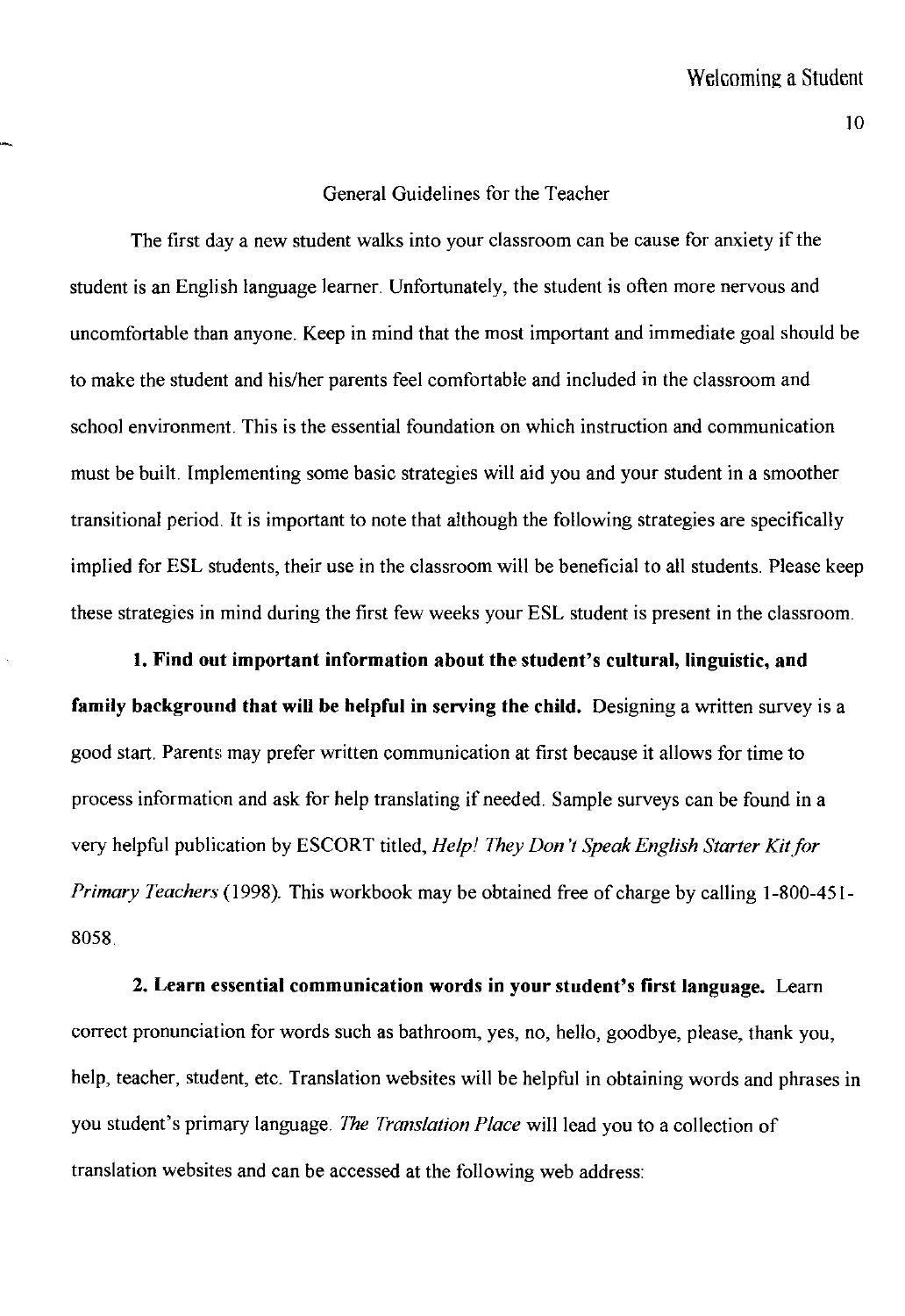## General Guidelines for the Teacher

The first day a new student walks into your classroom can be cause for anxiety if the student is an English language learner. Unfortunately, the student is often more nervous and uncomfortable than anyone. Keep in mind that the most important and immediate goal should be to make the student and his/her parents feel comfortable and included in the classroom and school environment. This is the essential foundation on which instruction and communication must be built. Implementing some basic strategies will aid you and your student in a smoother transitional period. It is important to note that although the following strategies are specifically implied for ESL students, their use in the classroom will be beneficial to all students. Please keep these strategies in mind during the first few weeks your ESL student is present in the classroom.

**1. Find out important information about the student's cultural, linguistic, and family background that will be helpful in serving the child.** Designing a written survey is a good start. Parents may prefer written communication at first because it allows for time to process information and ask for help translating if needed. Sample surveys can be found in a very helpful publication by ESCORT titled, *Help! They Don't Speak English Starter Kit for Primary Teachers* (1998). This workbook may be obtained free of charge by calling 1-800-451-8058.

**2. Learn essential communication words in your student's first language.** Learn correct pronunciation for words such as bathroom, yes, no, hello, goodbye, please, thank you, help, teacher, student, etc. Translation websites will be helpful in obtaining words and phrases in you student's primary language. *The Translation Place* will lead you to a collection of translation websites and can be accessed at the following web address: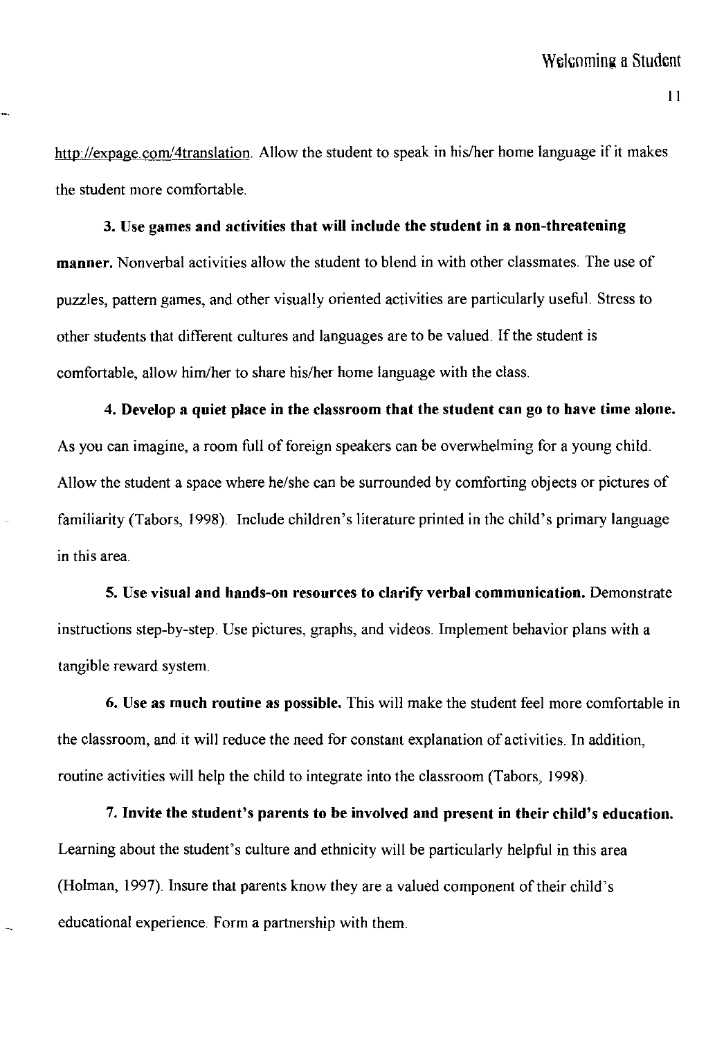http://expage.com/4translation. Allow the student to speak in his/her home language if it makes the student more comfortable.

**3. Use games and activities that will include the student in a non-threatening manner.** Nonverbal activities allow the student to blend in with other classmates. The use of puzzles, pattern games, and other visually oriented activities are particularly useful. Stress to other students that different cultures and languages are to be valued. If the student is comfortable, allow him/her to share his/her home language with the class.

**4. Develop a quiet place in the classroom that the student can go to have time alone.** As you can imagine, a room full of foreign speakers can be overwhelming for a young child. Allow the student a space where he/she can be surrounded by comforting objects or pictures of familiarity (Tabors, 1998). Include children's literature printed in the child's primary language in this area.

**5. Use visual and hands-on resources to clarify verbal communication.** Demonstrate instructions step-by-step. Use pictures, graphs, and videos. Implement behavior plans with a tangible reward system.

**6. Use as much routine as possible.** This will make the student feel more comfortable in the classroom, and it will reduce the need for constant explanation of activities. In addition, routine activities will help the child to integrate into the classroom (Tabors, 1998).

**7. Invite the student's parents to be involved and present in their child's education.** Learning about the student's culture and ethnicity will be particularly helpful in this area (Holman, 1997). Insure that parents know they are a valued component of their child's educational experience. Form a partnership with them.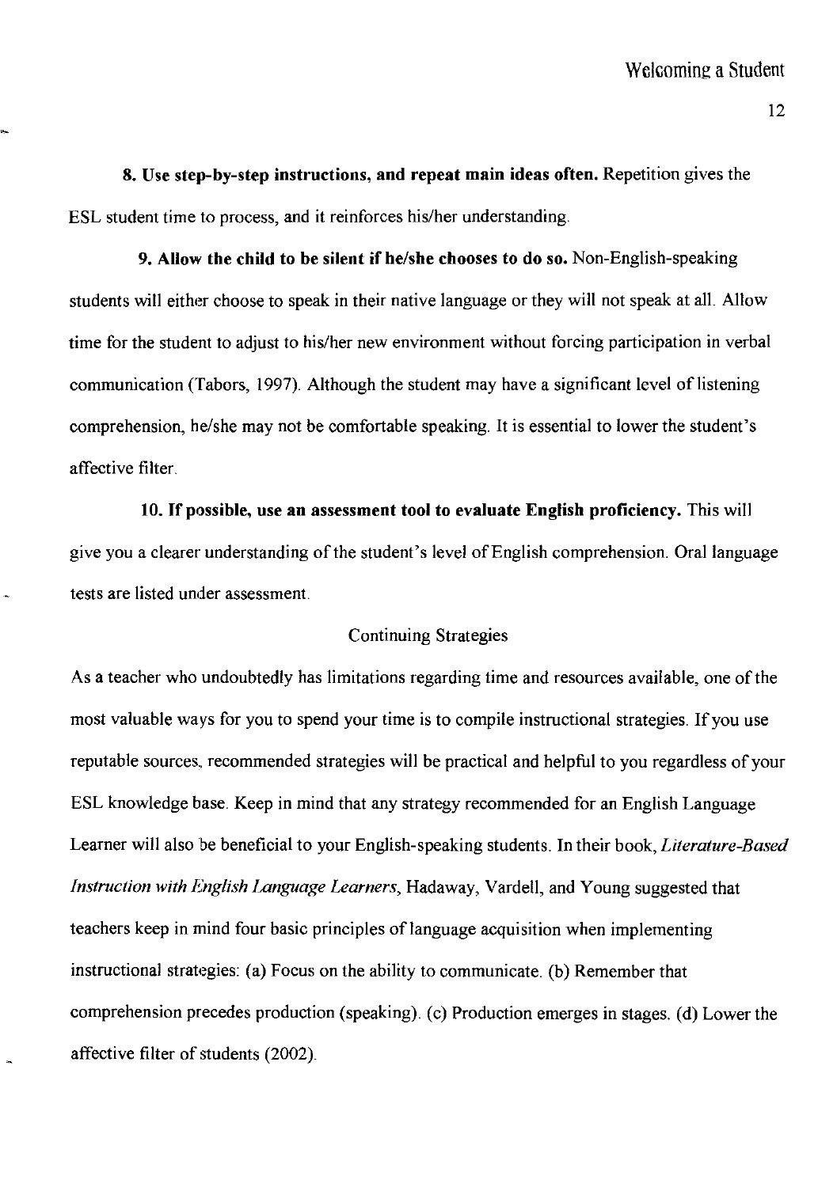**8. Use step-by-step instructions, and repeat main ideas often.** Repetition gives the ESL student time to process, and it reinforces his/her understanding.

**9. Allow the child to be silent if he/she chooses to do so.** Non-English-speaking students will either choose to speak in their native language or they will not speak at all. Allow time for the student to adjust to his/her new environment without forcing participation in verbal communication (Tabors, 1997). Although the student may have a significant level of listening comprehension, he/she may not be comfortable speaking. It is essential to lower the student's affective filter.

**10. If possible, use an assessment tool to evaluate English proficiency.** This will give you a clearer understanding of the student's level of English comprehension. Oral language tests are listed under assessment.

## Continuing Strategies

As a teacher who undoubtedly has limitations regarding time and resources available, one of the most valuable ways for you to spend your time is to compile instructional strategies. If you use reputable sources, recommended strategies will be practical and helpful to you regardless of your ESL knowledge base. Keep in mind that any strategy recommended for an English Language Learner will also be beneficial to your English-speaking students. In their book, *Literature-Based Instruction with English Language Learners*, Hadaway, Vardell, and Young suggested that teachers keep in mind four basic principles of language acquisition when implementing instructional strategies: (a) Focus on the ability to communicate. (b) Remember that comprehension precedes production (speaking). (c) Production emerges in stages. (d) Lower the affective filter of students (2002).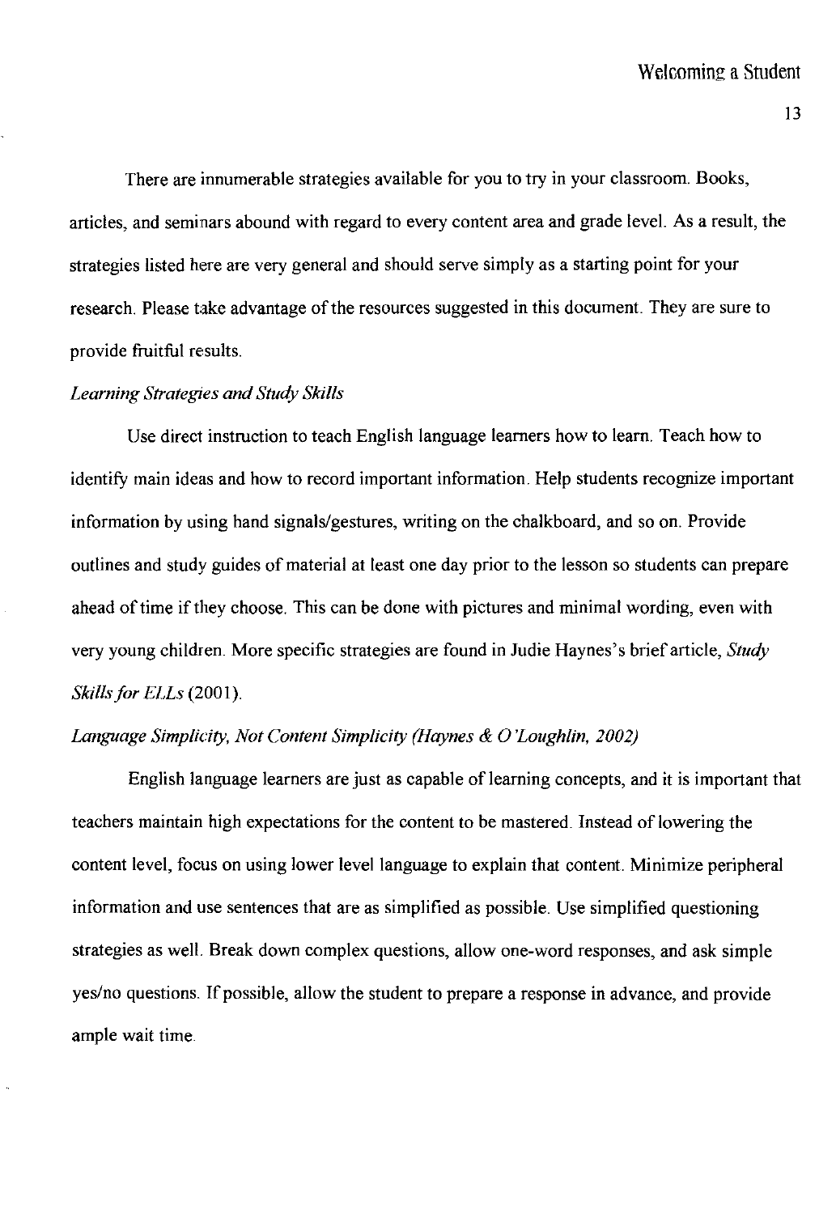There are innumerable strategies available for you to try in your classroom. Books, articles, and seminars abound with regard to every content area and grade level. As a result, the strategies listed here are very general and should serve simply as a starting point for your research. Please take advantage of the resources suggested in this document. They are sure to provide fruitful results.

*Learning Strategies and Study Skills*

Use direct instruction to teach English language learners how to learn. Teach how to identify main ideas and how to record important information. Help students recognize important information by using hand signals/gestures, writing on the chalkboard, and so on. Provide outlines and study guides of material at least one day prior to the lesson so students can prepare ahead of time if they choose. This can be done with pictures and minimal wording, even with very young children. More specific strategies are found in Judie Haynes's brief article, *Study Skills for ELLs* (2001).

*Language Simplicity, Not Content Simplicity (Haynes & O'Loughlin, 2002)*

English language learners are just as capable of learning concepts, and it is important that teachers maintain high expectations for the content to be mastered. Instead of lowering the content level, focus on using lower level language to explain that content. Minimize peripheral information and use sentences that are as simplified as possible. Use simplified questioning strategies as well. Break down complex questions, allow one-word responses, and ask simple yes/no questions. If possible, allow the student to prepare a response in advance, and provide ample wait time.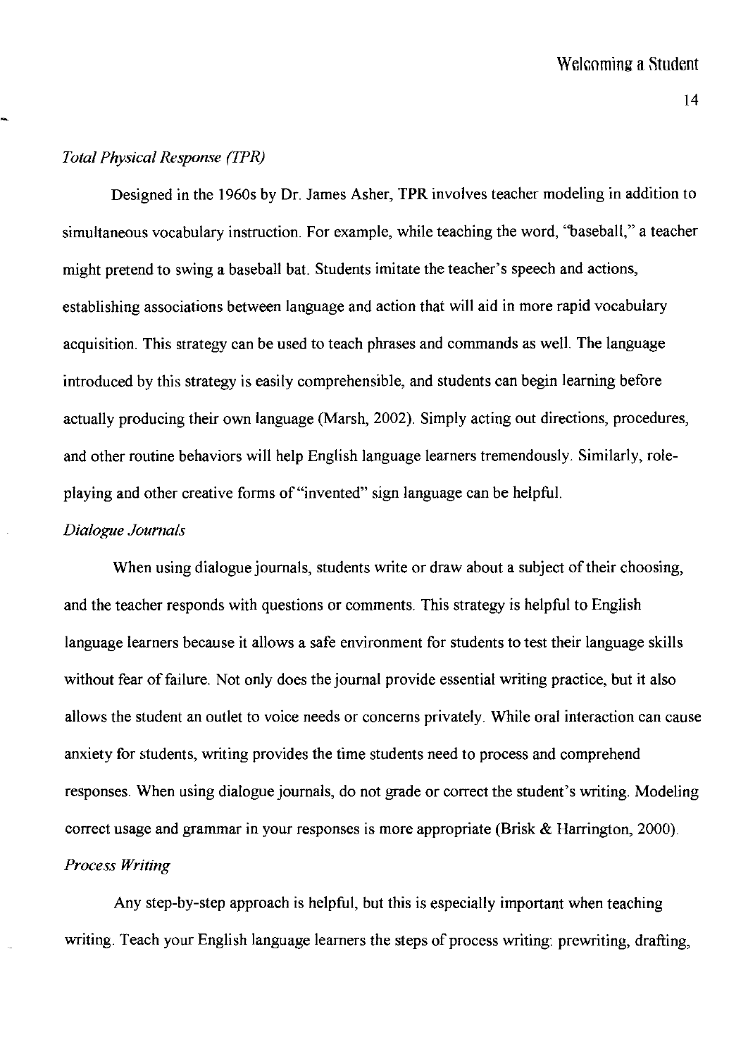*Total Physical Response (TPR)*

Designed in the 1960s by Dr. James Asher, TPR involves teacher modeling in addition to simultaneous vocabulary instruction. For example, while teaching the word, "baseball," a teacher might pretend to swing a baseball bat. Students imitate the teacher's speech and actions, establishing associations between language and action that will aid in more rapid vocabulary acquisition. This strategy can be used to teach phrases and commands as well. The language introduced by this strategy is easily comprehensible, and students can begin learning before actually producing their own language (Marsh, 2002). Simply acting out directions, procedures, and other routine behaviors will help English language learners tremendously. Similarly, role-playing and other creative forms of "invented" sign language can be helpful.

*Dialogue Journals*

When using dialogue journals, students write or draw about a subject of their choosing, and the teacher responds with questions or comments. This strategy is helpful to English language learners because it allows a safe environment for students to test their language skills without fear of failure. Not only does the journal provide essential writing practice, but it also allows the student an outlet to voice needs or concerns privately. While oral interaction can cause anxiety for students, writing provides the time students need to process and comprehend responses. When using dialogue journals, do not grade or correct the student's writing. Modeling correct usage and grammar in your responses is more appropriate (Brisk & Harrington, 2000).

*Process Writing*

Any step-by-step approach is helpful, but this is especially important when teaching writing. Teach your English language learners the steps of process writing: prewriting, drafting,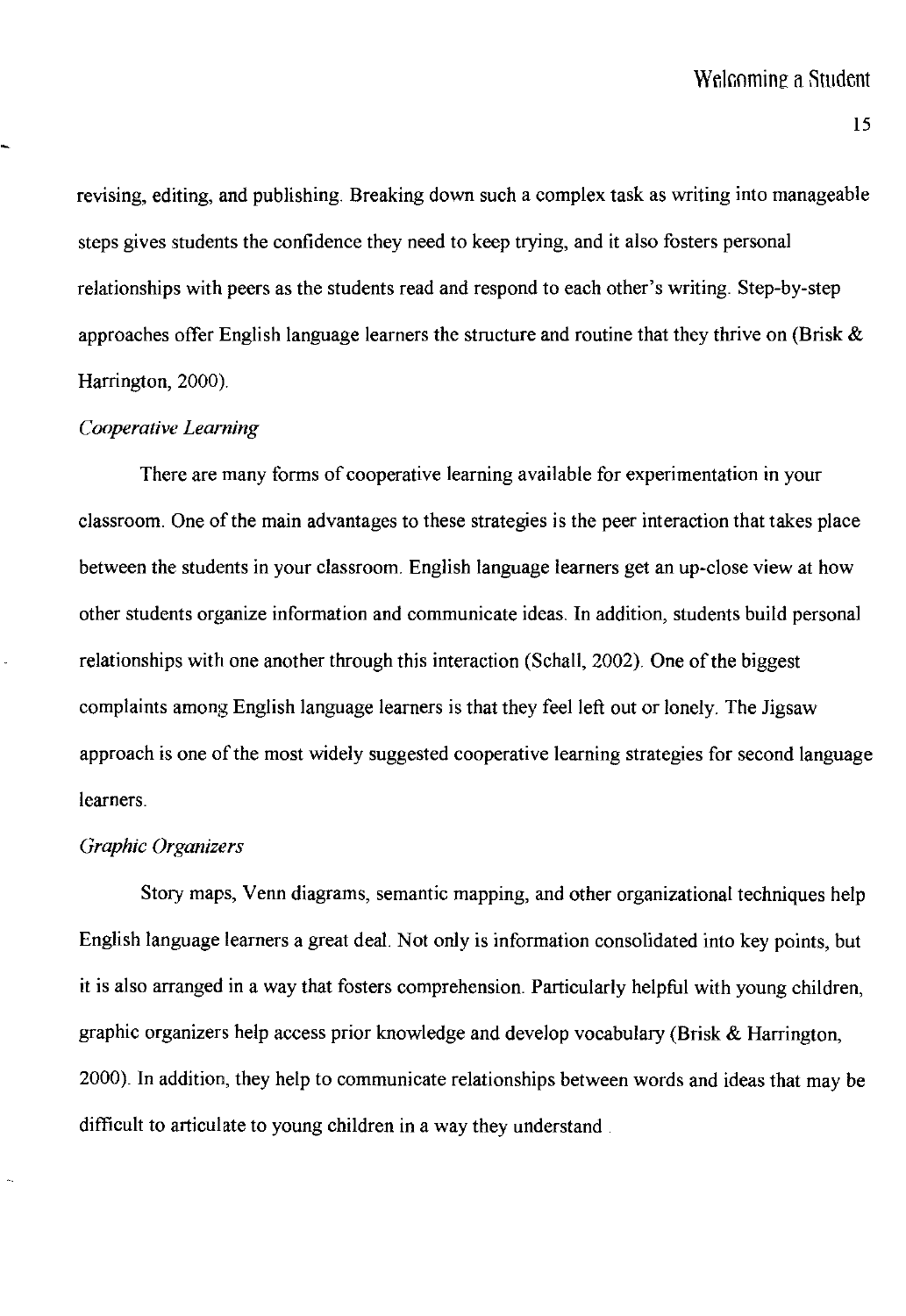revising, editing, and publishing. Breaking down such a complex task as writing into manageable steps gives students the confidence they need to keep trying, and it also fosters personal relationships with peers as the students read and respond to each other's writing. Step-by-step approaches offer English language learners the structure and routine that they thrive on (Brisk & Harrington, 2000).

*Cooperative Learning*

There are many forms of cooperative learning available for experimentation in your classroom. One of the main advantages to these strategies is the peer interaction that takes place between the students in your classroom. English language learners get an up-close view at how other students organize information and communicate ideas. In addition, students build personal relationships with one another through this interaction (Schall, 2002). One of the biggest complaints among English language learners is that they feel left out or lonely. The Jigsaw approach is one of the most widely suggested cooperative learning strategies for second language learners.

*Graphic Organizers*

Story maps, Venn diagrams, semantic mapping, and other organizational techniques help English language learners a great deal. Not only is information consolidated into key points, but it is also arranged in a way that fosters comprehension. Particularly helpful with young children, graphic organizers help access prior knowledge and develop vocabulary (Brisk & Harrington, 2000). In addition, they help to communicate relationships between words and ideas that may be difficult to articulate to young children in a way they understand.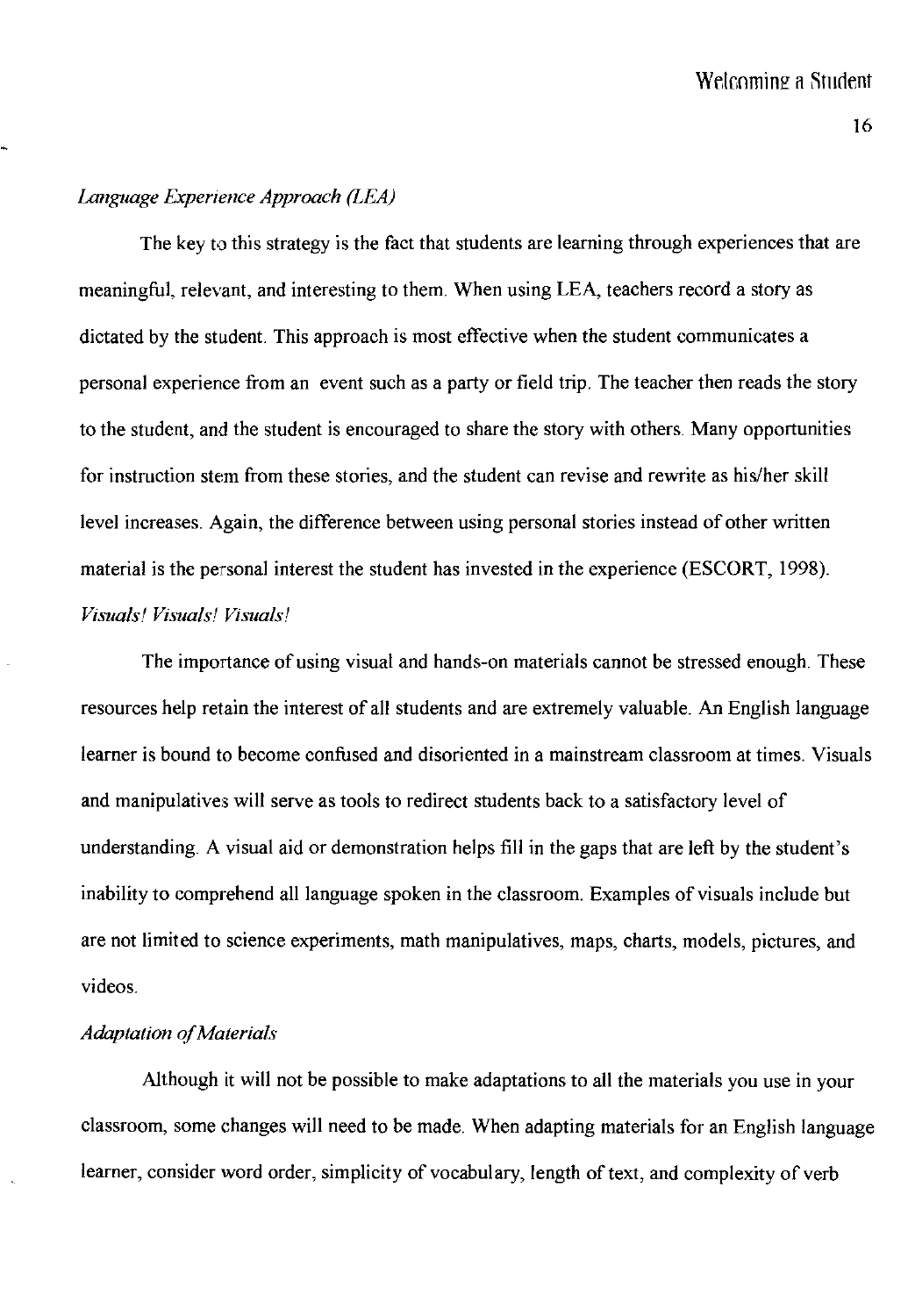*Language Experience Approach (LEA)*

The key to this strategy is the fact that students are learning through experiences that are meaningful, relevant, and interesting to them. When using LEA, teachers record a story as dictated by the student. This approach is most effective when the student communicates a personal experience from an event such as a party or field trip. The teacher then reads the story to the student, and the student is encouraged to share the story with others. Many opportunities for instruction stem from these stories, and the student can revise and rewrite as his/her skill level increases. Again, the difference between using personal stories instead of other written material is the personal interest the student has invested in the experience (ESCORT, 1998).

*Visuals! Visuals! Visuals!*

The importance of using visual and hands-on materials cannot be stressed enough. These resources help retain the interest of all students and are extremely valuable. An English language learner is bound to become confused and disoriented in a mainstream classroom at times. Visuals and manipulatives will serve as tools to redirect students back to a satisfactory level of understanding. A visual aid or demonstration helps fill in the gaps that are left by the student's inability to comprehend all language spoken in the classroom. Examples of visuals include but are not limited to science experiments, math manipulatives, maps, charts, models, pictures, and videos.

*Adaptation of Materials*

Although it will not be possible to make adaptations to all the materials you use in your classroom, some changes will need to be made. When adapting materials for an English language learner, consider word order, simplicity of vocabulary, length of text, and complexity of verb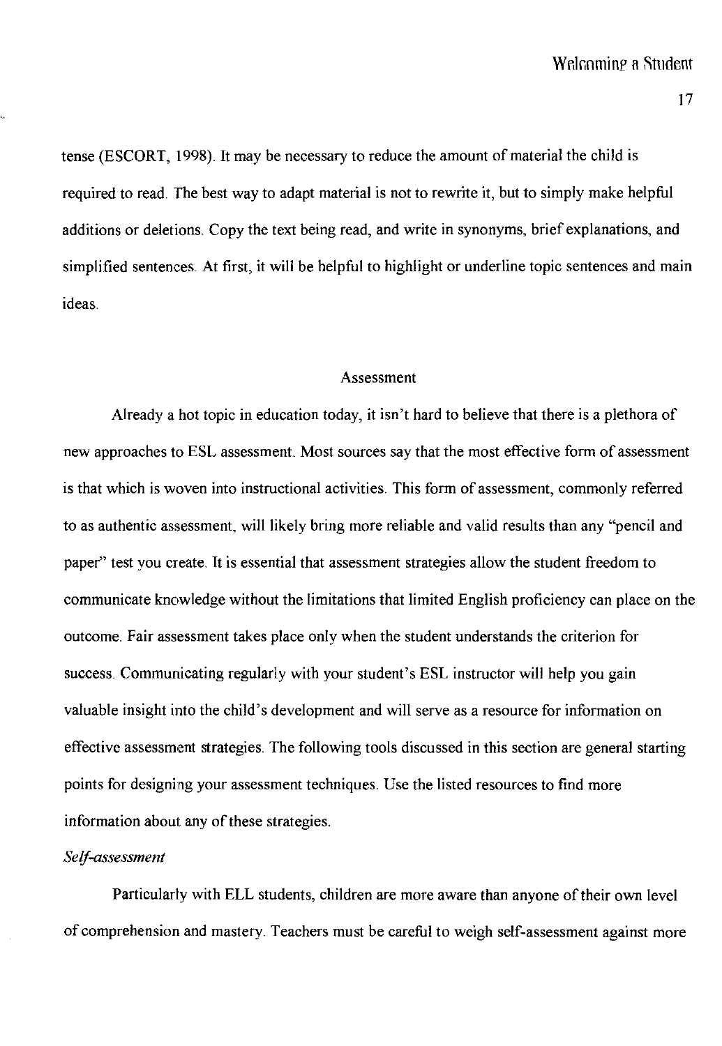tense (ESCORT, 1998). It may be necessary to reduce the amount of material the child is required to read. The best way to adapt material is not to rewrite it, but to simply make helpful additions or deletions. Copy the text being read, and write in synonyms, brief explanations, and simplified sentences. At first, it will be helpful to highlight or underline topic sentences and main ideas.

## Assessment

Already a hot topic in education today, it isn't hard to believe that there is a plethora of new approaches to ESL assessment. Most sources say that the most effective form of assessment is that which is woven into instructional activities. This form of assessment, commonly referred to as authentic assessment, will likely bring more reliable and valid results than any "pencil and paper" test you create. It is essential that assessment strategies allow the student freedom to communicate knowledge without the limitations that limited English proficiency can place on the outcome. Fair assessment takes place only when the student understands the criterion for success. Communicating regularly with your student's ESL instructor will help you gain valuable insight into the child's development and will serve as a resource for information on effective assessment strategies. The following tools discussed in this section are general starting points for designing your assessment techniques. Use the listed resources to find more information about any of these strategies.

### *Self-assessment*

Particularly with ELL students, children are more aware than anyone of their own level of comprehension and mastery. Teachers must be careful to weigh self-assessment against more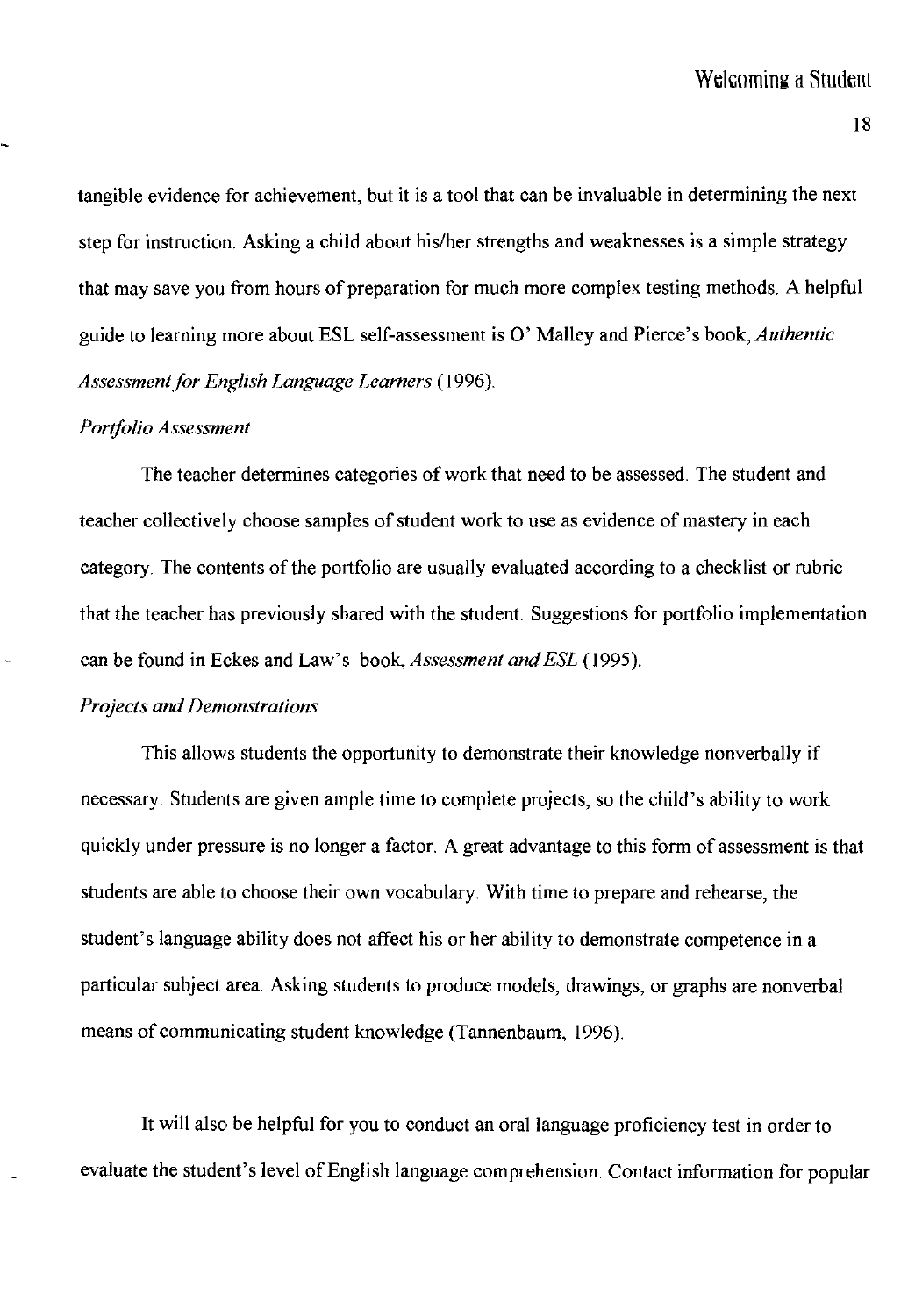tangible evidence for achievement, but it is a tool that can be invaluable in determining the next step for instruction. Asking a child about his/her strengths and weaknesses is a simple strategy that may save you from hours of preparation for much more complex testing methods. A helpful guide to learning more about ESL self-assessment is O' Malley and Pierce's book, *Authentic Assessment for English Language Learners* (1996).

*Portfolio Assessment*

The teacher determines categories of work that need to be assessed. The student and teacher collectively choose samples of student work to use as evidence of mastery in each category. The contents of the portfolio are usually evaluated according to a checklist or rubric that the teacher has previously shared with the student. Suggestions for portfolio implementation can be found in Eckes and Law's book, *Assessment and ESL* (1995).

*Projects and Demonstrations*

This allows students the opportunity to demonstrate their knowledge nonverbally if necessary. Students are given ample time to complete projects, so the child's ability to work quickly under pressure is no longer a factor. A great advantage to this form of assessment is that students are able to choose their own vocabulary. With time to prepare and rehearse, the student's language ability does not affect his or her ability to demonstrate competence in a particular subject area. Asking students to produce models, drawings, or graphs are nonverbal means of communicating student knowledge (Tannenbaum, 1996).

It will also be helpful for you to conduct an oral language proficiency test in order to evaluate the student's level of English language comprehension. Contact information for popular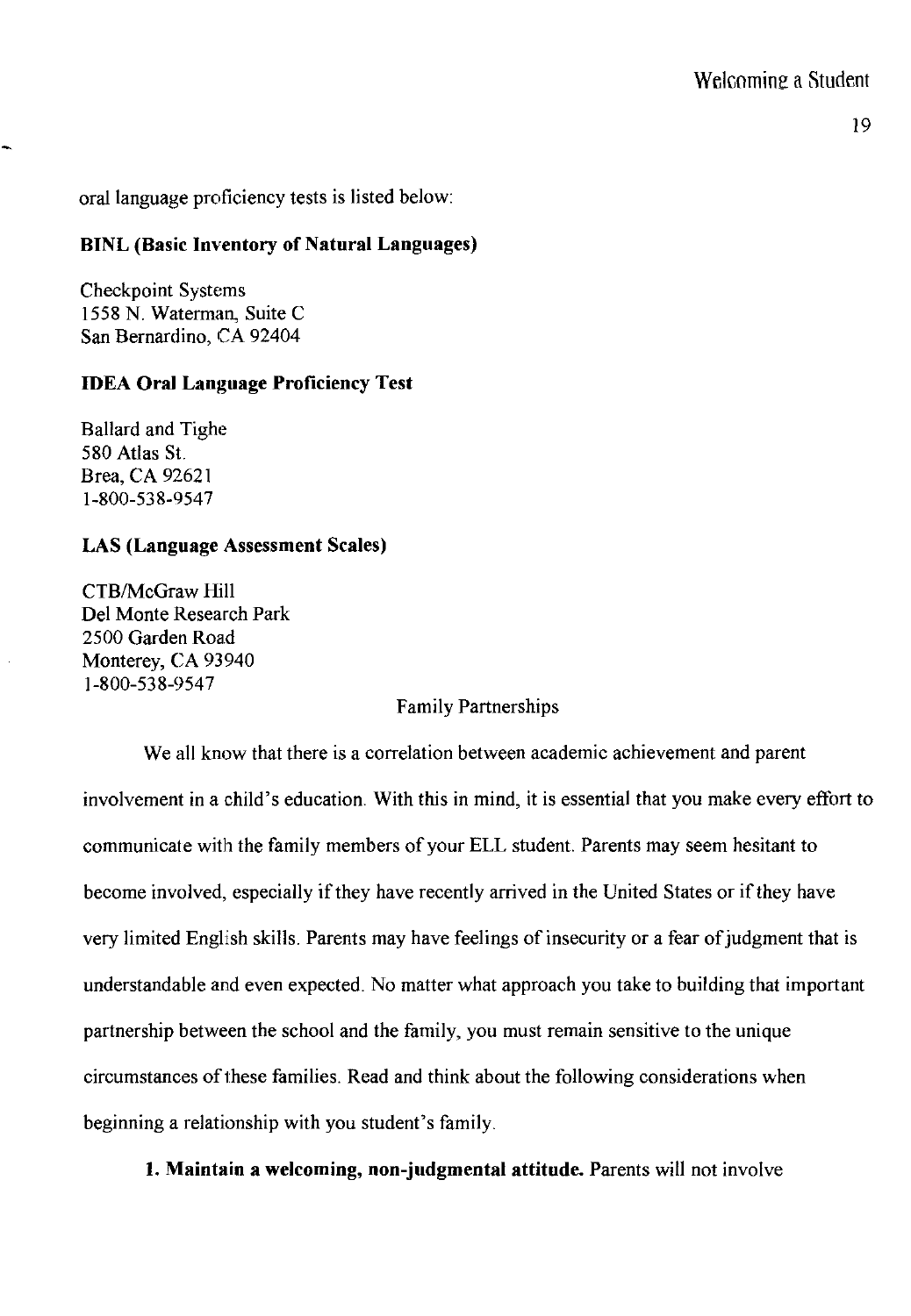oral language proficiency tests is listed below:

**BINL (Basic Inventory of Natural Languages)**

Checkpoint Systems
1558 N. Waterman, Suite C
San Bernardino, CA 92404

**IDEA Oral Language Proficiency Test**

Ballard and Tighe
580 Atlas St.
Brea, CA 92621
1-800-538-9547

**LAS (Language Assessment Scales)**

CTB/McGraw Hill
Del Monte Research Park
2500 Garden Road
Monterey, CA 93940
1-800-538-9547

## Family Partnerships

We all know that there is a correlation between academic achievement and parent involvement in a child's education. With this in mind, it is essential that you make every effort to communicate with the family members of your ELL student. Parents may seem hesitant to become involved, especially if they have recently arrived in the United States or if they have very limited English skills. Parents may have feelings of insecurity or a fear of judgment that is understandable and even expected. No matter what approach you take to building that important partnership between the school and the family, you must remain sensitive to the unique circumstances of these families. Read and think about the following considerations when beginning a relationship with you student's family.

**1. Maintain a welcoming, non-judgmental attitude.** Parents will not involve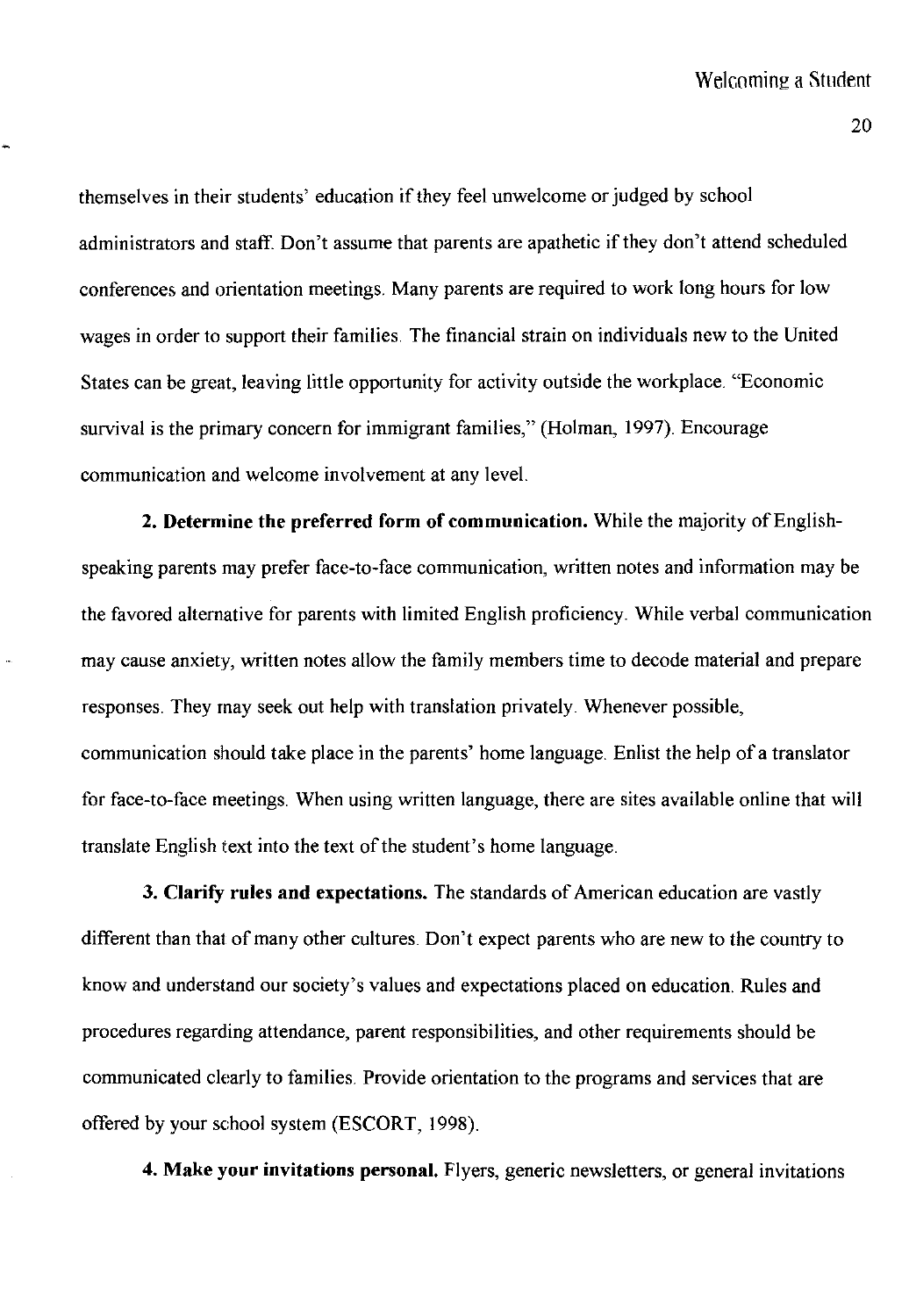themselves in their students' education if they feel unwelcome or judged by school administrators and staff. Don't assume that parents are apathetic if they don't attend scheduled conferences and orientation meetings. Many parents are required to work long hours for low wages in order to support their families. The financial strain on individuals new to the United States can be great, leaving little opportunity for activity outside the workplace. "Economic survival is the primary concern for immigrant families," (Holman, 1997). Encourage communication and welcome involvement at any level.

**2. Determine the preferred form of communication.** While the majority of English-speaking parents may prefer face-to-face communication, written notes and information may be the favored alternative for parents with limited English proficiency. While verbal communication may cause anxiety, written notes allow the family members time to decode material and prepare responses. They may seek out help with translation privately. Whenever possible, communication should take place in the parents' home language. Enlist the help of a translator for face-to-face meetings. When using written language, there are sites available online that will translate English text into the text of the student's home language.

**3. Clarify rules and expectations.** The standards of American education are vastly different than that of many other cultures. Don't expect parents who are new to the country to know and understand our society's values and expectations placed on education. Rules and procedures regarding attendance, parent responsibilities, and other requirements should be communicated clearly to families. Provide orientation to the programs and services that are offered by your school system (ESCORT, 1998).

**4. Make your invitations personal.** Flyers, generic newsletters, or general invitations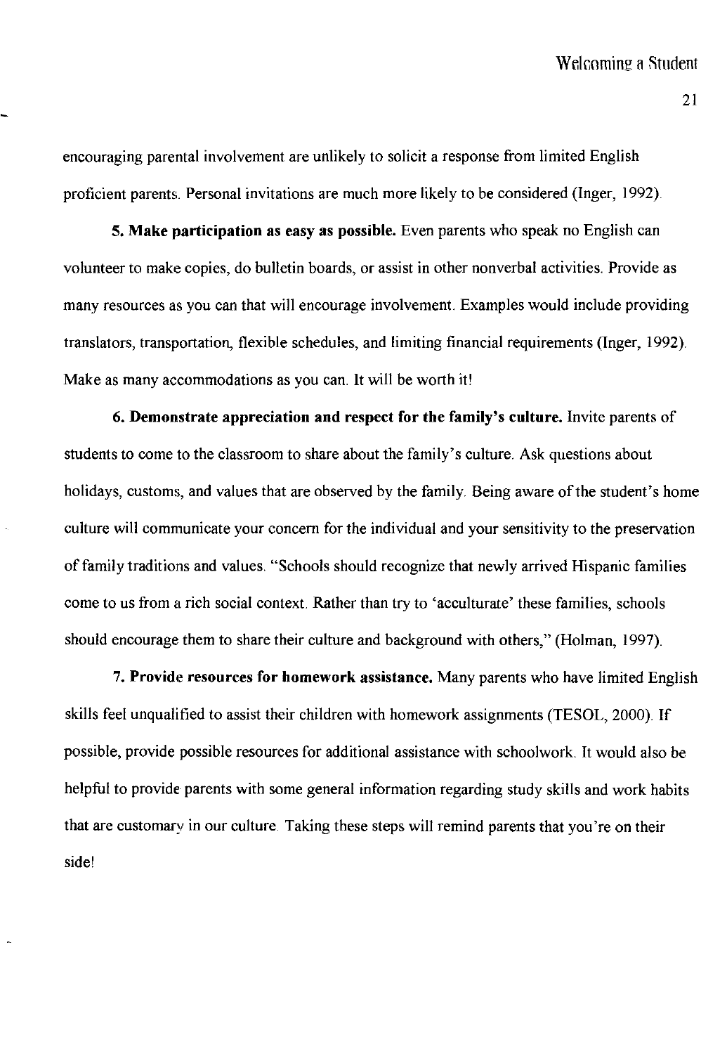encouraging parental involvement are unlikely to solicit a response from limited English proficient parents. Personal invitations are much more likely to be considered (Inger, 1992).

**5. Make participation as easy as possible.** Even parents who speak no English can volunteer to make copies, do bulletin boards, or assist in other nonverbal activities. Provide as many resources as you can that will encourage involvement. Examples would include providing translators, transportation, flexible schedules, and limiting financial requirements (Inger, 1992). Make as many accommodations as you can. It will be worth it!

**6. Demonstrate appreciation and respect for the family's culture.** Invite parents of students to come to the classroom to share about the family's culture. Ask questions about holidays, customs, and values that are observed by the family. Being aware of the student's home culture will communicate your concern for the individual and your sensitivity to the preservation of family traditions and values. "Schools should recognize that newly arrived Hispanic families come to us from a rich social context. Rather than try to 'acculturate' these families, schools should encourage them to share their culture and background with others," (Holman, 1997).

**7. Provide resources for homework assistance.** Many parents who have limited English skills feel unqualified to assist their children with homework assignments (TESOL, 2000). If possible, provide possible resources for additional assistance with schoolwork. It would also be helpful to provide parents with some general information regarding study skills and work habits that are customary in our culture. Taking these steps will remind parents that you're on their side!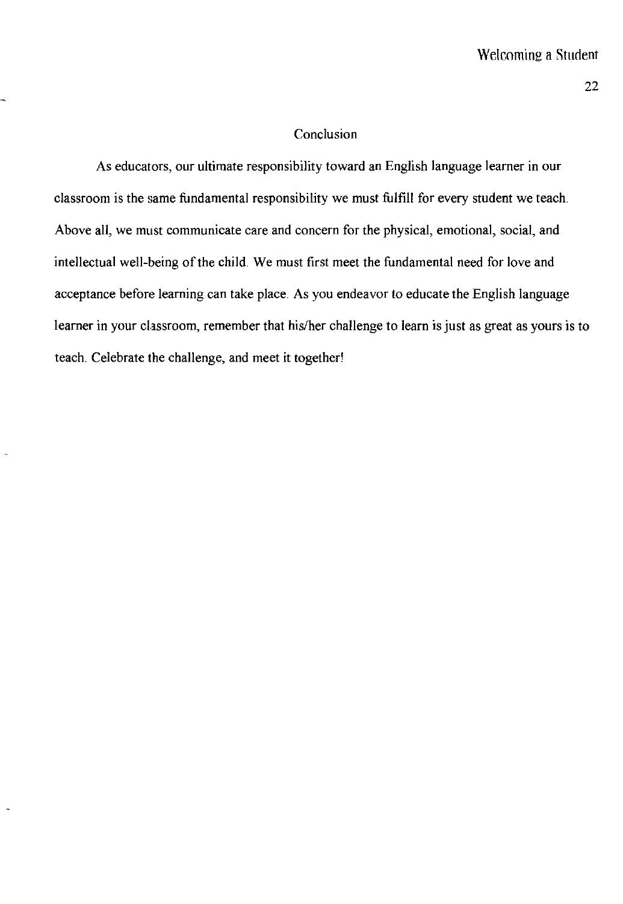## Conclusion

As educators, our ultimate responsibility toward an English language learner in our classroom is the same fundamental responsibility we must fulfill for every student we teach. Above all, we must communicate care and concern for the physical, emotional, social, and intellectual well-being of the child. We must first meet the fundamental need for love and acceptance before learning can take place. As you endeavor to educate the English language learner in your classroom, remember that his/her challenge to learn is just as great as yours is to teach. Celebrate the challenge, and meet it together!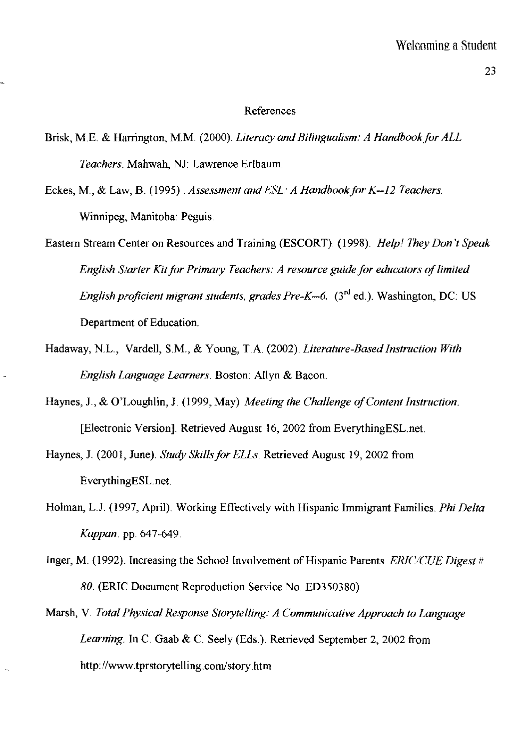## References

Brisk, M.E. & Harrington, M.M. (2000). *Literacy and Bilingualism: A Handbook for ALL Teachers*. Mahwah, NJ: Lawrence Erlbaum.

Eckes, M., & Law, B. (1995) . *Assessment and ESL: A Handbook for K--12 Teachers.* Winnipeg, Manitoba: Peguis.

Eastern Stream Center on Resources and Training (ESCORT). (1998). *Help! They Don't Speak English Starter Kit for Primary Teachers: A resource guide for educators of limited English proficient migrant students, grades Pre-K--6.* (3rd ed.). Washington, DC: US Department of Education.

Hadaway, N.L., Vardell, S.M., & Young, T.A. (2002). *Literature-Based Instruction With English Language Learners*. Boston: Allyn & Bacon.

Haynes, J., & O'Loughlin, J. (1999, May). *Meeting the Challenge of Content Instruction.* [Electronic Version]. Retrieved August 16, 2002 from EverythingESL.net.

Haynes, J. (2001, June). *Study Skills for ELLs*. Retrieved August 19, 2002 from EverythingESL.net.

Holman, L.J. (1997, April). Working Effectively with Hispanic Immigrant Families. *Phi Delta Kappan*. pp. 647-649.

Inger, M. (1992). Increasing the School Involvement of Hispanic Parents. *ERIC/CUE Digest # 80*. (ERIC Document Reproduction Service No. ED350380)

Marsh, V. *Total Physical Response Storytelling: A Communicative Approach to Language Learning.* In C. Gaab & C. Seely (Eds.). Retrieved September 2, 2002 from http://www.tprstorytelling.com/story.htm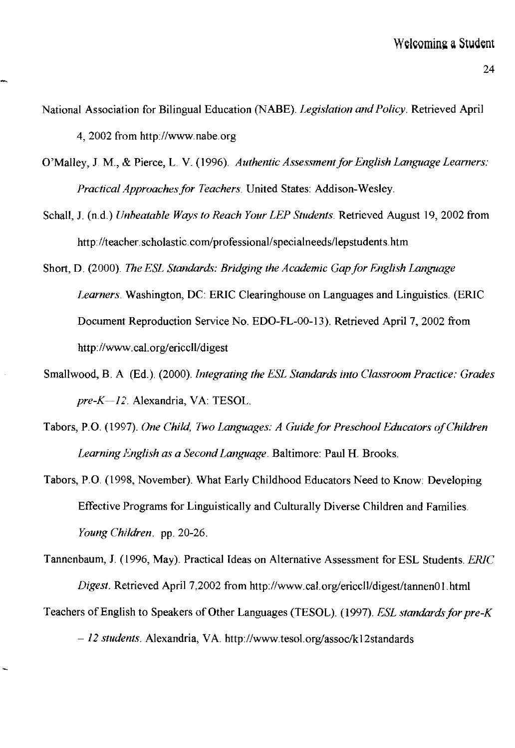National Association for Bilingual Education (NABE). *Legislation and Policy*. Retrieved April 4, 2002 from http://www.nabe.org

O'Malley, J. M., & Pierce, L. V. (1996). *Authentic Assessment for English Language Learners: Practical Approaches for Teachers*. United States: Addison-Wesley.

Schall, J. (n.d.) *Unbeatable Ways to Reach Your LEP Students*. Retrieved August 19, 2002 from http://teacher.scholastic.com/professional/specialneeds/lepstudents.htm

Short, D. (2000). *The ESL Standards: Bridging the Academic Gap for English Language Learners*. Washington, DC: ERIC Clearinghouse on Languages and Linguistics. (ERIC Document Reproduction Service No. EDO-FL-00-13). Retrieved April 7, 2002 from http://www.cal.org/ericcll/digest

Smallwood, B. A (Ed.). (2000). *Integrating the ESL Standards into Classroom Practice: Grades pre-K—12*. Alexandria, VA: TESOL.

Tabors, P.O. (1997). *One Child, Two Languages: A Guide for Preschool Educators of Children Learning English as a Second Language*. Baltimore: Paul H. Brooks.

Tabors, P.O. (1998, November). What Early Childhood Educators Need to Know: Developing Effective Programs for Linguistically and Culturally Diverse Children and Families. *Young Children*. pp. 20-26.

Tannenbaum, J. (1996, May). Practical Ideas on Alternative Assessment for ESL Students. *ERIC Digest*. Retrieved April 7,2002 from http://www.cal.org/ericcll/digest/tannen01.html

Teachers of English to Speakers of Other Languages (TESOL). (1997). *ESL standards for pre-K – 12 students*. Alexandria, VA. http://www.tesol.org/assoc/k12standards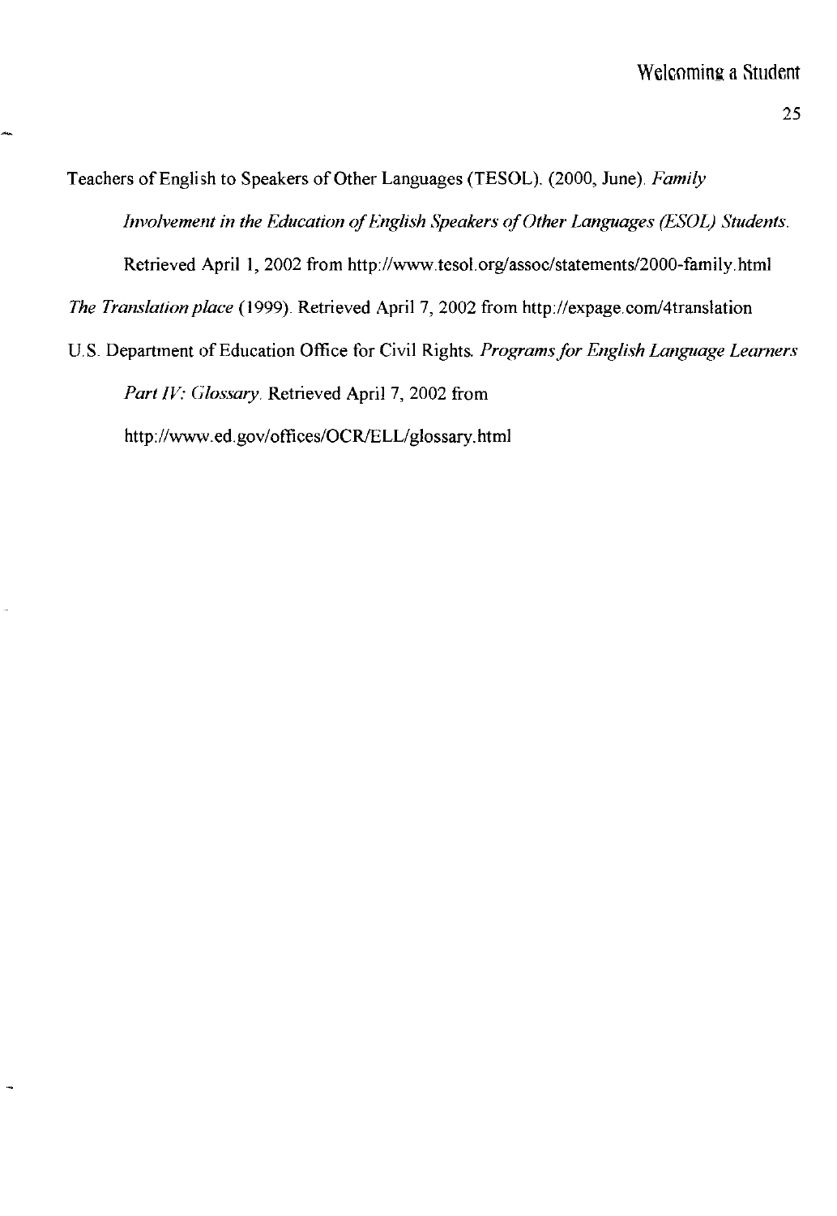Teachers of English to Speakers of Other Languages (TESOL). (2000, June). *Family Involvement in the Education of English Speakers of Other Languages (ESOL) Students.* Retrieved April 1, 2002 from http://www.tesol.org/assoc/statements/2000-family.html

*The Translation place* (1999). Retrieved April 7, 2002 from http://expage.com/4translation

U.S. Department of Education Office for Civil Rights. *Programs for English Language Learners Part IV: Glossary.* Retrieved April 7, 2002 from http://www.ed.gov/offices/OCR/ELL/glossary.html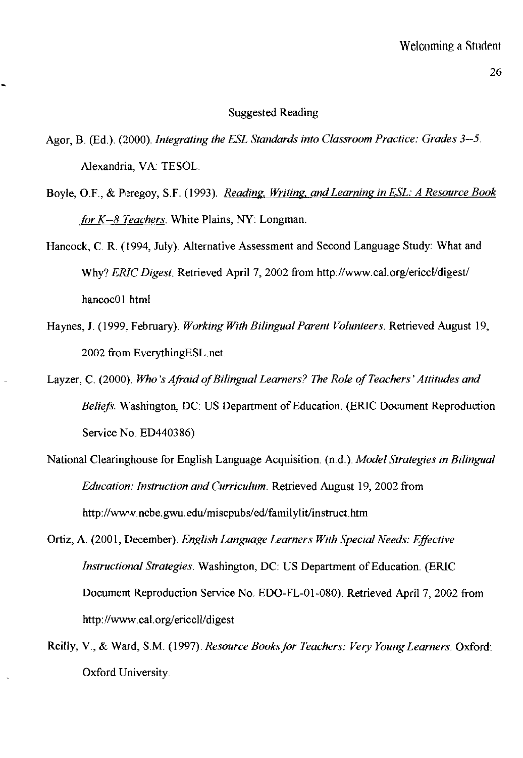## Suggested Reading

Agor, B. (Ed.). (2000). *Integrating the ESL Standards into Classroom Practice: Grades 3--5*. Alexandria, VA: TESOL.

Boyle, O.F., & Peregoy, S.F. (1993). *Reading, Writing, and Learning in ESL: A Resource Book for K--8 Teachers*. White Plains, NY: Longman.

Hancock, C. R. (1994, July). Alternative Assessment and Second Language Study: What and Why? *ERIC Digest*. Retrieved April 7, 2002 from http://www.cal.org/ericcl/digest/hancoc01.html

Haynes, J. (1999, February). *Working With Bilingual Parent Volunteers*. Retrieved August 19, 2002 from EverythingESL.net.

Layzer, C. (2000). *Who's Afraid of Bilingual Learners? The Role of Teachers' Attitudes and Beliefs*. Washington, DC: US Department of Education. (ERIC Document Reproduction Service No. ED440386)

National Clearinghouse for English Language Acquisition. (n.d.). *Model Strategies in Bilingual Education: Instruction and Curriculum*. Retrieved August 19, 2002 from http://www.ncbe.gwu.edu/miscpubs/ed/familylit/instruct.htm

Ortiz, A. (2001, December). *English Language Learners With Special Needs: Effective Instructional Strategies*. Washington, DC: US Department of Education. (ERIC Document Reproduction Service No. EDO-FL-01-080). Retrieved April 7, 2002 from http://www.cal.org/ericcll/digest

Reilly, V., & Ward, S.M. (1997). *Resource Books for Teachers: Very Young Learners*. Oxford: Oxford University.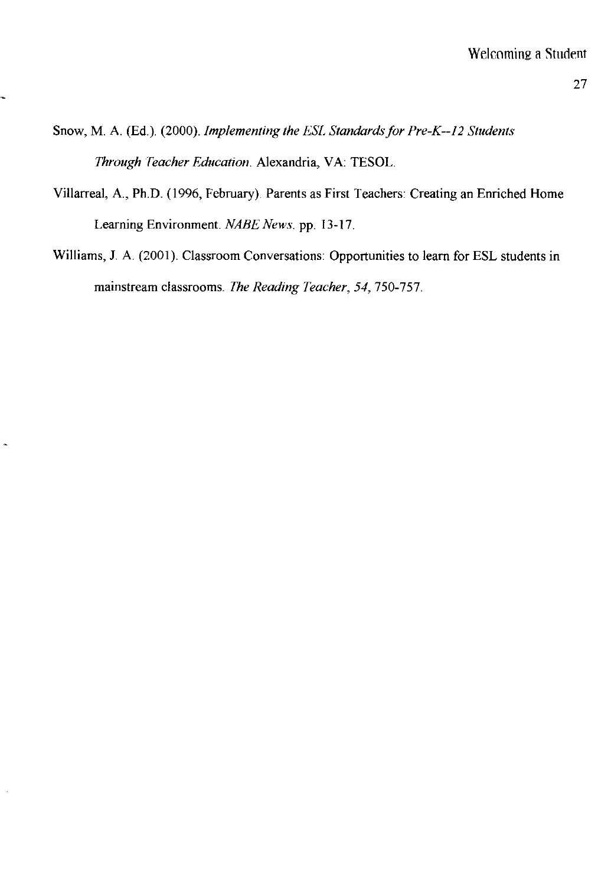Snow, M. A. (Ed.). (2000). *Implementing the ESL Standards for Pre-K--12 Students Through Teacher Education*. Alexandria, VA: TESOL.

Villarreal, A., Ph.D. (1996, February). Parents as First Teachers: Creating an Enriched Home Learning Environment. *NABE News*. pp. 13-17.

Williams, J. A. (2001). Classroom Conversations: Opportunities to learn for ESL students in mainstream classrooms. *The Reading Teacher, 54,* 750-757.